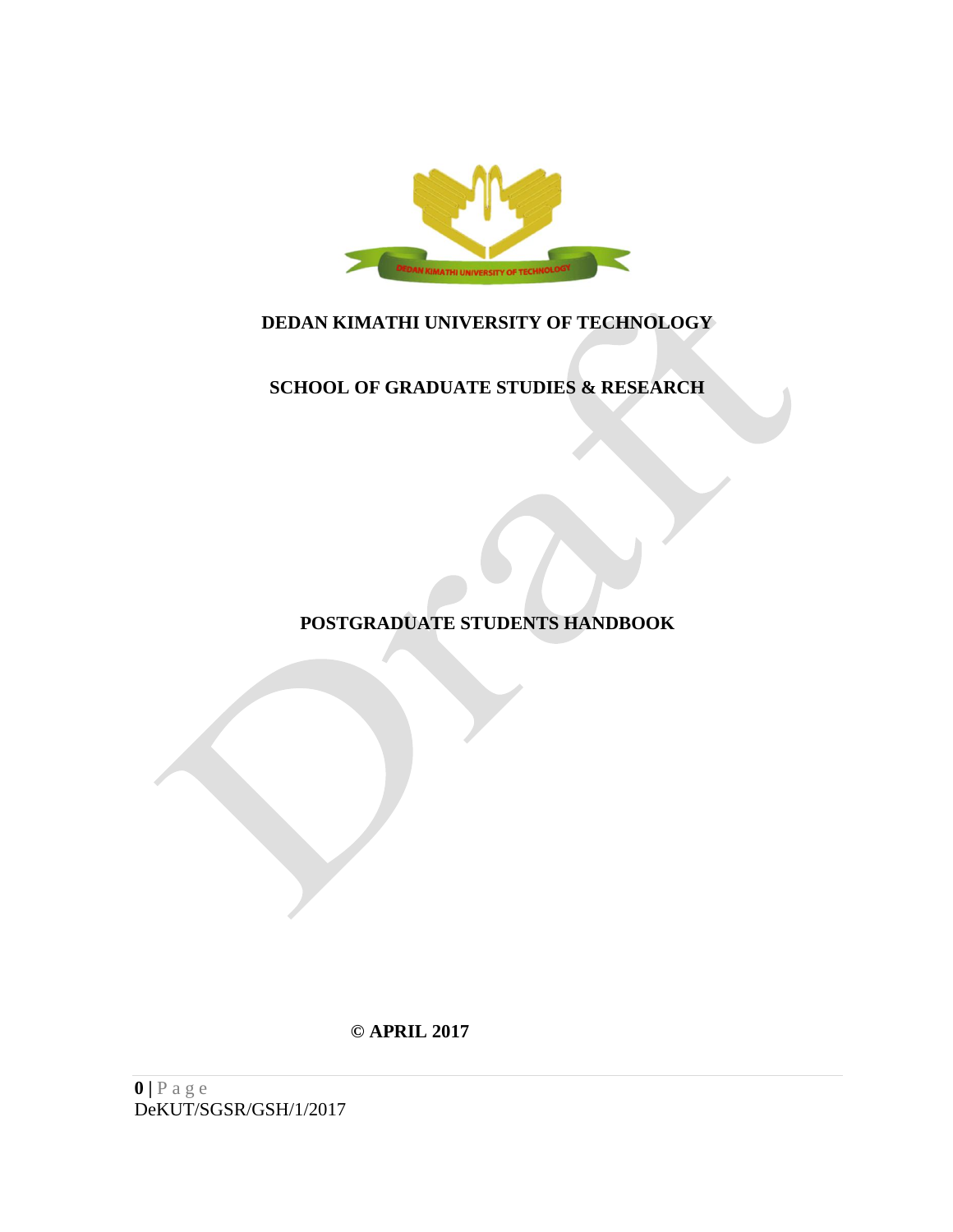# DEDAN KIMATHI UNIVERSITY OF TECHNOLOGY

## SCHOOL OF GRADUATE STUDIES & RESEARCH

## POSTGRADUATE STUDENTS HANDBOOK

**© APRIL 2017**

DeKUT/SGSR/GSH/1/2017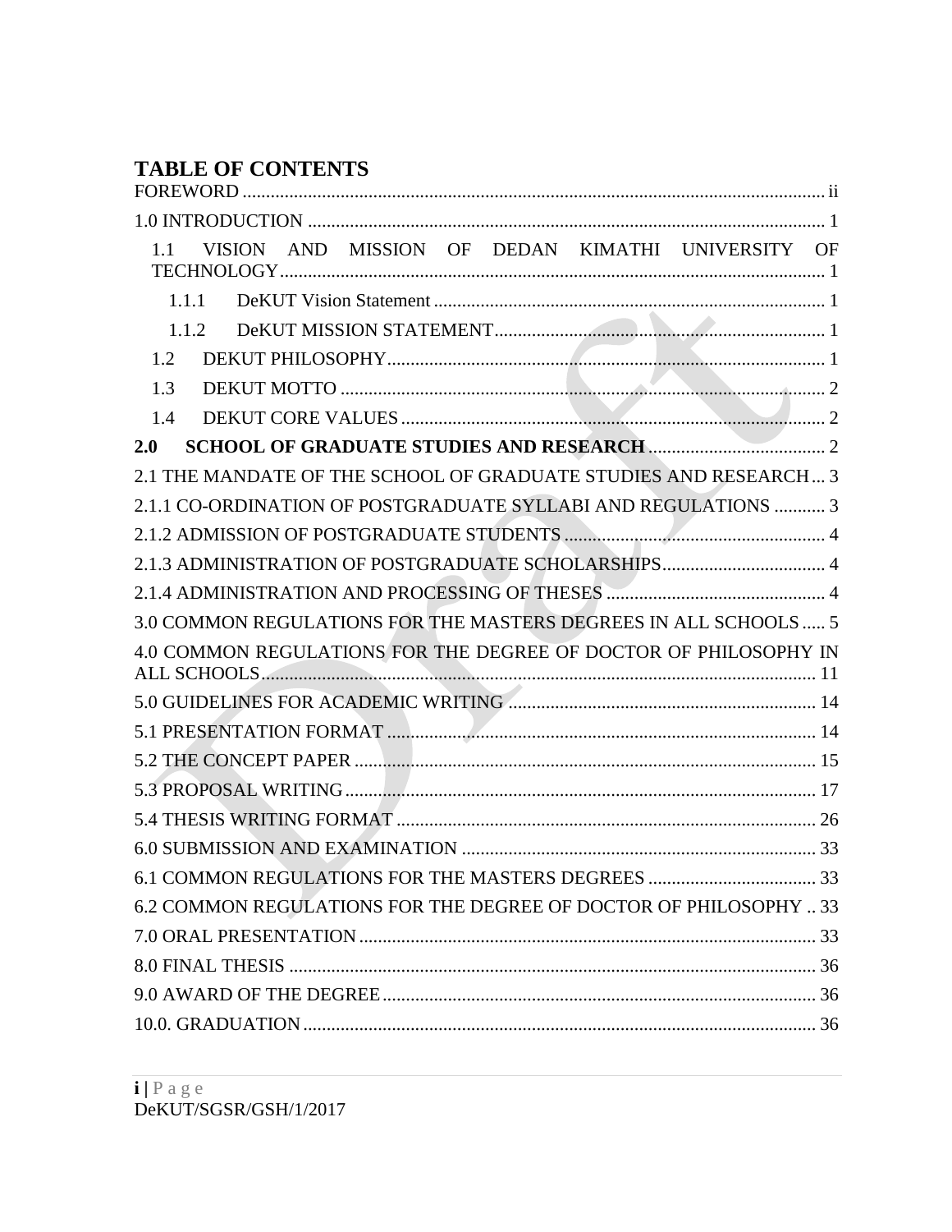# TABLE OF CONTENTS

FOREWORD ..... ii

1.0 INTRODUCTION ..... 1

- 1.1 VISION AND MISSION OF DEDAN KIMATHI UNIVERSITY OF TECHNOLOGY ..... 1
  - 1.1.1 DeKUT Vision Statement ..... 1
  - 1.1.2 DeKUT MISSION STATEMENT ..... 1
- 1.2 DEKUT PHILOSOPHY ..... 1
- 1.3 DEKUT MOTTO ..... 2
- 1.4 DEKUT CORE VALUES ..... 2

**2.0 SCHOOL OF GRADUATE STUDIES AND RESEARCH** ..... 2

2.1 THE MANDATE OF THE SCHOOL OF GRADUATE STUDIES AND RESEARCH ..... 3

2.1.1 CO-ORDINATION OF POSTGRADUATE SYLLABI AND REGULATIONS ..... 3

2.1.2 ADMISSION OF POSTGRADUATE STUDENTS ..... 4

2.1.3 ADMINISTRATION OF POSTGRADUATE SCHOLARSHIPS ..... 4

2.1.4 ADMINISTRATION AND PROCESSING OF THESES ..... 4

3.0 COMMON REGULATIONS FOR THE MASTERS DEGREES IN ALL SCHOOLS ..... 5

4.0 COMMON REGULATIONS FOR THE DEGREE OF DOCTOR OF PHILOSOPHY IN ALL SCHOOLS ..... 11

5.0 GUIDELINES FOR ACADEMIC WRITING ..... 14

5.1 PRESENTATION FORMAT ..... 14

5.2 THE CONCEPT PAPER ..... 15

5.3 PROPOSAL WRITING ..... 17

5.4 THESIS WRITING FORMAT ..... 26

6.0 SUBMISSION AND EXAMINATION ..... 33

6.1 COMMON REGULATIONS FOR THE MASTERS DEGREES ..... 33

6.2 COMMON REGULATIONS FOR THE DEGREE OF DOCTOR OF PHILOSOPHY ..... 33

7.0 ORAL PRESENTATION ..... 33

8.0 FINAL THESIS ..... 36

9.0 AWARD OF THE DEGREE ..... 36

10.0. GRADUATION ..... 36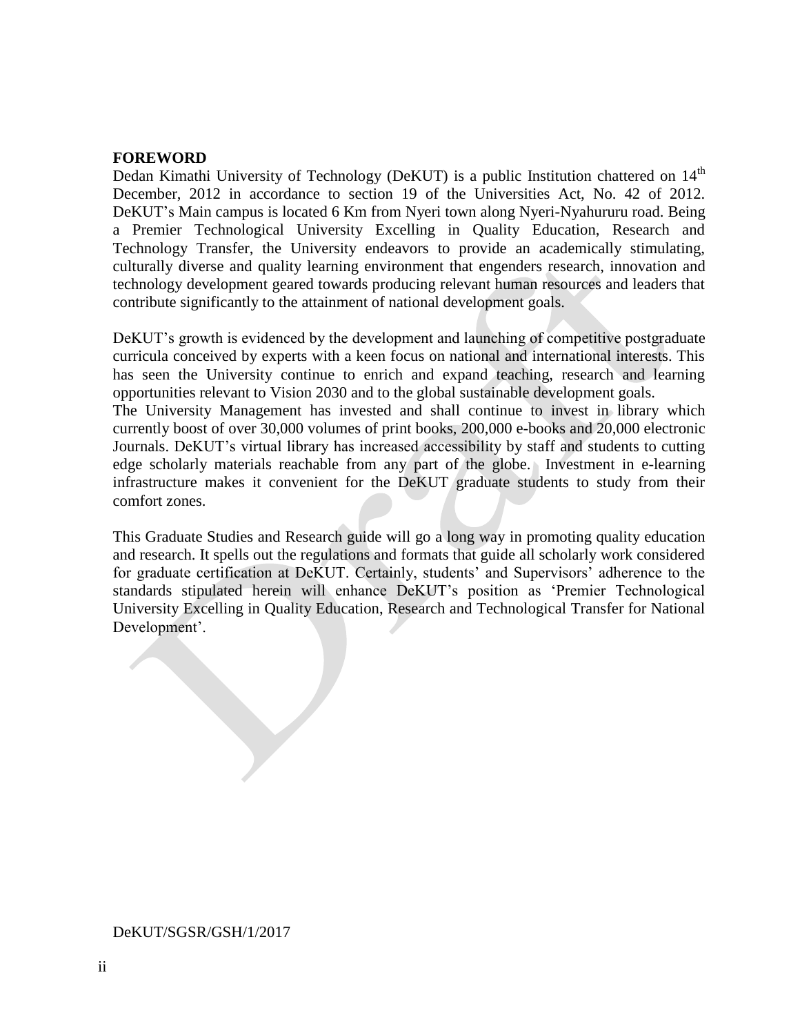## FOREWORD

Dedan Kimathi University of Technology (DeKUT) is a public Institution chattered on 14th December, 2012 in accordance to section 19 of the Universities Act, No. 42 of 2012. DeKUT's Main campus is located 6 Km from Nyeri town along Nyeri-Nyahururu road. Being a Premier Technological University Excelling in Quality Education, Research and Technology Transfer, the University endeavors to provide an academically stimulating, culturally diverse and quality learning environment that engenders research, innovation and technology development geared towards producing relevant human resources and leaders that contribute significantly to the attainment of national development goals.

DeKUT's growth is evidenced by the development and launching of competitive postgraduate curricula conceived by experts with a keen focus on national and international interests. This has seen the University continue to enrich and expand teaching, research and learning opportunities relevant to Vision 2030 and to the global sustainable development goals.

The University Management has invested and shall continue to invest in library which currently boost of over 30,000 volumes of print books, 200,000 e-books and 20,000 electronic Journals. DeKUT's virtual library has increased accessibility by staff and students to cutting edge scholarly materials reachable from any part of the globe. Investment in e-learning infrastructure makes it convenient for the DeKUT graduate students to study from their comfort zones.

This Graduate Studies and Research guide will go a long way in promoting quality education and research. It spells out the regulations and formats that guide all scholarly work considered for graduate certification at DeKUT. Certainly, students' and Supervisors' adherence to the standards stipulated herein will enhance DeKUT's position as 'Premier Technological University Excelling in Quality Education, Research and Technological Transfer for National Development'.

DeKUT/SGSR/GSH/1/2017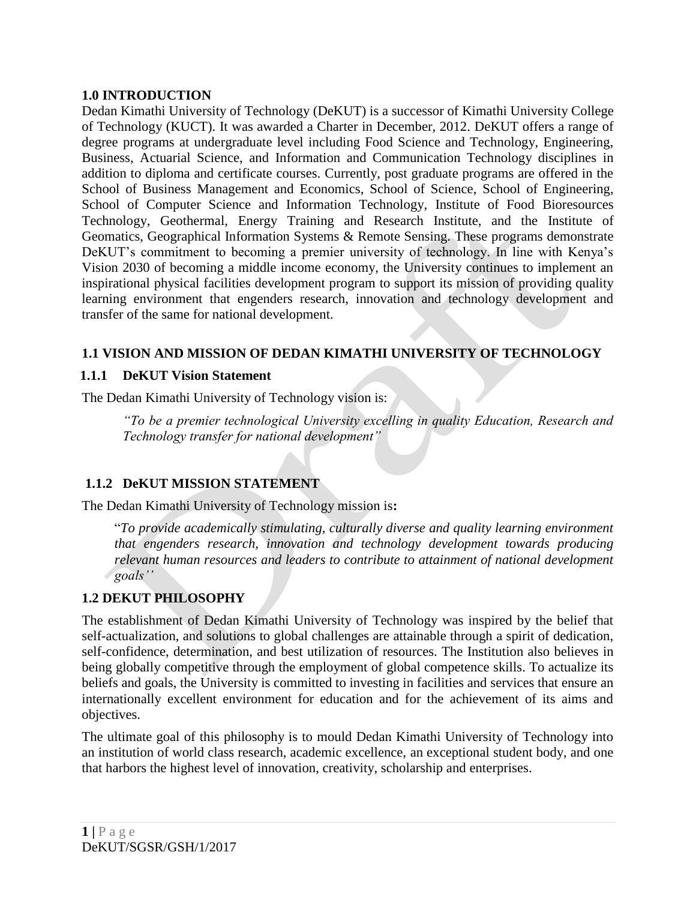# 1.0 INTRODUCTION

Dedan Kimathi University of Technology (DeKUT) is a successor of Kimathi University College of Technology (KUCT). It was awarded a Charter in December, 2012. DeKUT offers a range of degree programs at undergraduate level including Food Science and Technology, Engineering, Business, Actuarial Science, and Information and Communication Technology disciplines in addition to diploma and certificate courses. Currently, post graduate programs are offered in the School of Business Management and Economics, School of Science, School of Engineering, School of Computer Science and Information Technology, Institute of Food Bioresources Technology, Geothermal, Energy Training and Research Institute, and the Institute of Geomatics, Geographical Information Systems & Remote Sensing. These programs demonstrate DeKUT's commitment to becoming a premier university of technology. In line with Kenya's Vision 2030 of becoming a middle income economy, the University continues to implement an inspirational physical facilities development program to support its mission of providing quality learning environment that engenders research, innovation and technology development and transfer of the same for national development.

## 1.1 VISION AND MISSION OF DEDAN KIMATHI UNIVERSITY OF TECHNOLOGY

### 1.1.1 DeKUT Vision Statement

The Dedan Kimathi University of Technology vision is:

> *"To be a premier technological University excelling in quality Education, Research and Technology transfer for national development"*

### 1.1.2 DeKUT MISSION STATEMENT

The Dedan Kimathi University of Technology mission is**:**

> "*To provide academically stimulating, culturally diverse and quality learning environment that engenders research, innovation and technology development towards producing relevant human resources and leaders to contribute to attainment of national development goals''*

## 1.2 DEKUT PHILOSOPHY

The establishment of Dedan Kimathi University of Technology was inspired by the belief that self-actualization, and solutions to global challenges are attainable through a spirit of dedication, self-confidence, determination, and best utilization of resources. The Institution also believes in being globally competitive through the employment of global competence skills. To actualize its beliefs and goals, the University is committed to investing in facilities and services that ensure an internationally excellent environment for education and for the achievement of its aims and objectives.

The ultimate goal of this philosophy is to mould Dedan Kimathi University of Technology into an institution of world class research, academic excellence, an exceptional student body, and one that harbors the highest level of innovation, creativity, scholarship and enterprises.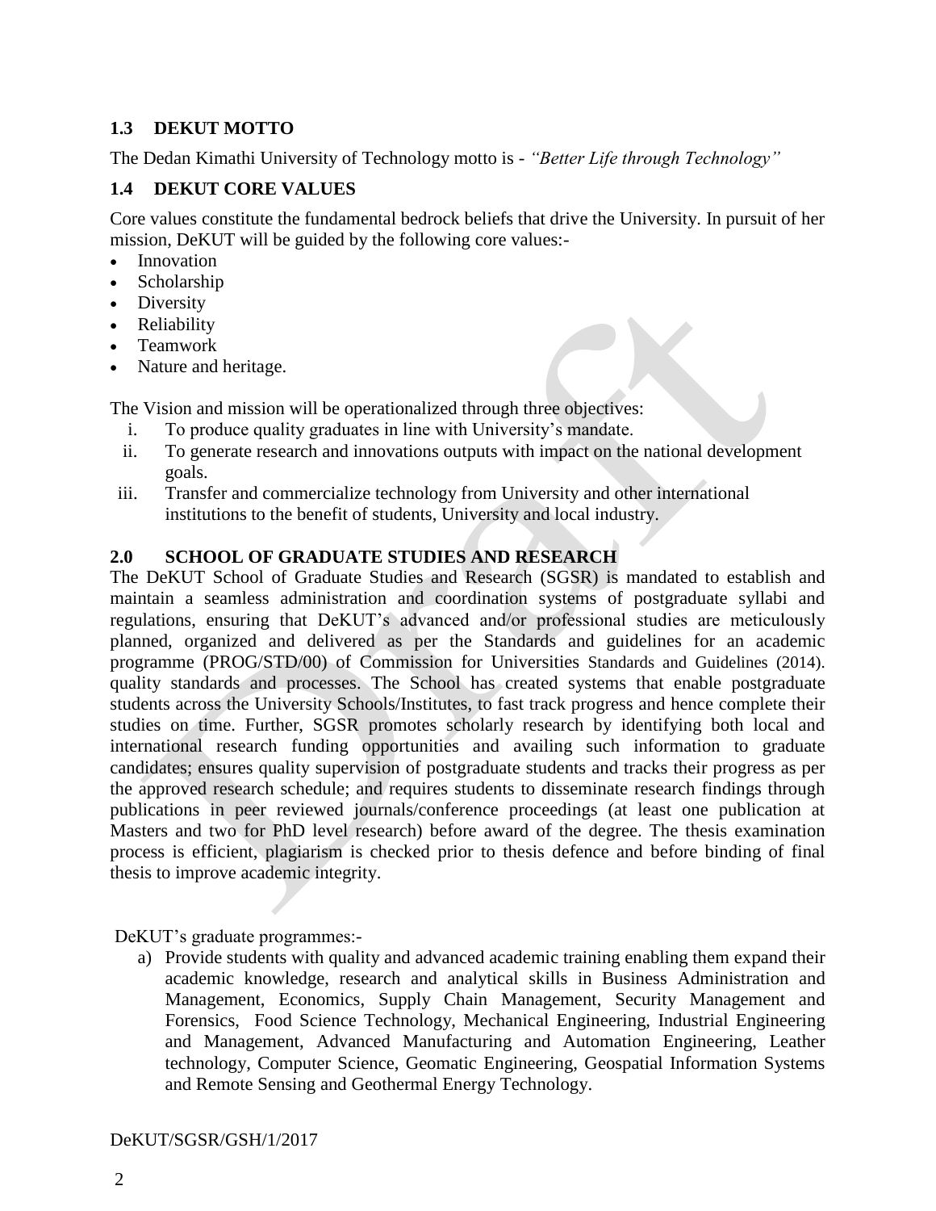## 1.3 DEKUT MOTTO

The Dedan Kimathi University of Technology motto is - *"Better Life through Technology"*

## 1.4 DEKUT CORE VALUES

Core values constitute the fundamental bedrock beliefs that drive the University. In pursuit of her mission, DeKUT will be guided by the following core values:-

- Innovation
- Scholarship
- Diversity
- Reliability
- Teamwork
- Nature and heritage.

The Vision and mission will be operationalized through three objectives:

i. To produce quality graduates in line with University's mandate.
ii. To generate research and innovations outputs with impact on the national development goals.
iii. Transfer and commercialize technology from University and other international institutions to the benefit of students, University and local industry.

# 2.0 SCHOOL OF GRADUATE STUDIES AND RESEARCH

The DeKUT School of Graduate Studies and Research (SGSR) is mandated to establish and maintain a seamless administration and coordination systems of postgraduate syllabi and regulations, ensuring that DeKUT's advanced and/or professional studies are meticulously planned, organized and delivered as per the Standards and guidelines for an academic programme (PROG/STD/00) of Commission for Universities Standards and Guidelines (2014). quality standards and processes. The School has created systems that enable postgraduate students across the University Schools/Institutes, to fast track progress and hence complete their studies on time. Further, SGSR promotes scholarly research by identifying both local and international research funding opportunities and availing such information to graduate candidates; ensures quality supervision of postgraduate students and tracks their progress as per the approved research schedule; and requires students to disseminate research findings through publications in peer reviewed journals/conference proceedings (at least one publication at Masters and two for PhD level research) before award of the degree. The thesis examination process is efficient, plagiarism is checked prior to thesis defence and before binding of final thesis to improve academic integrity.

DeKUT's graduate programmes:-

a) Provide students with quality and advanced academic training enabling them expand their academic knowledge, research and analytical skills in Business Administration and Management, Economics, Supply Chain Management, Security Management and Forensics, Food Science Technology, Mechanical Engineering, Industrial Engineering and Management, Advanced Manufacturing and Automation Engineering, Leather technology, Computer Science, Geomatic Engineering, Geospatial Information Systems and Remote Sensing and Geothermal Energy Technology.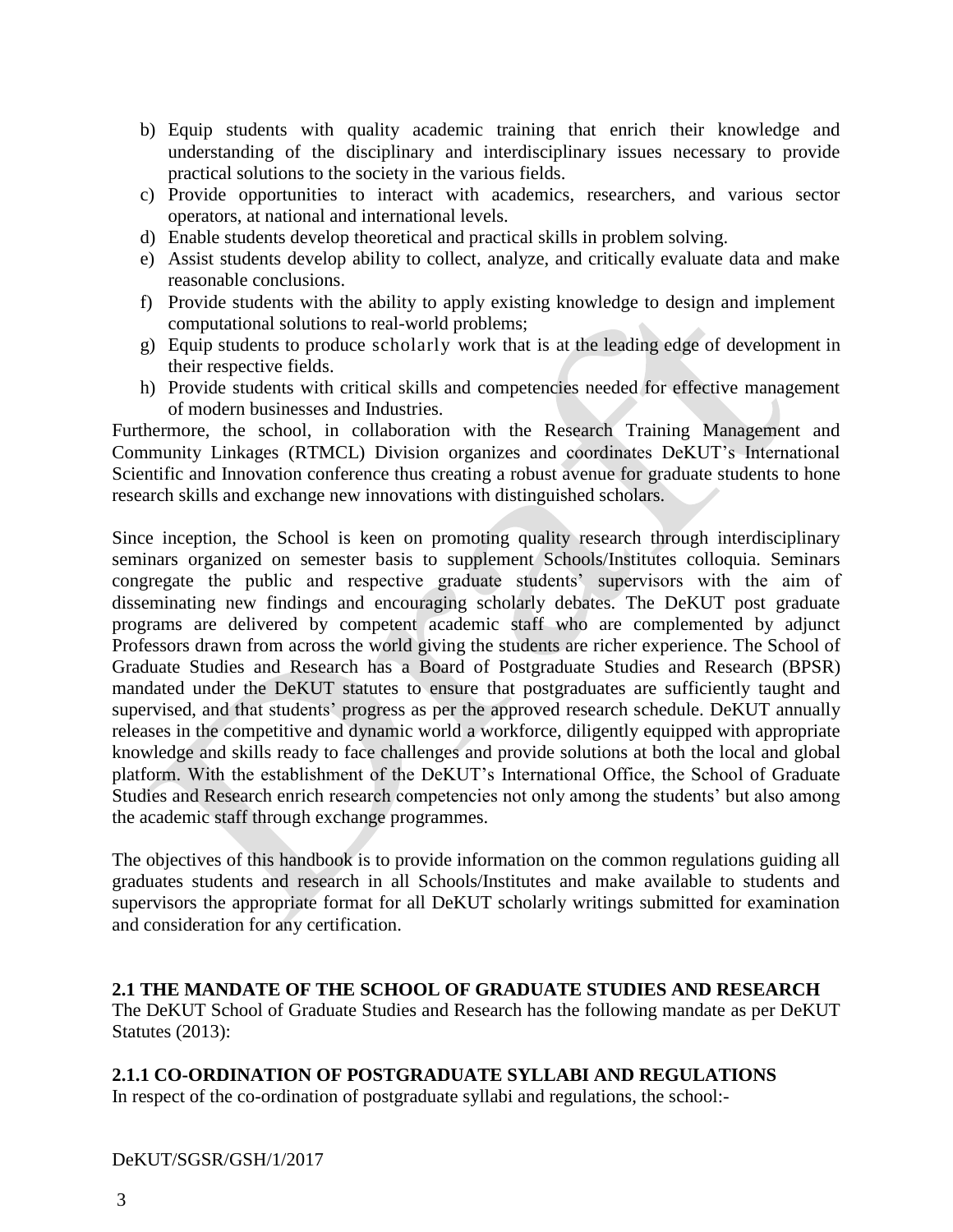b) Equip students with quality academic training that enrich their knowledge and understanding of the disciplinary and interdisciplinary issues necessary to provide practical solutions to the society in the various fields.
c) Provide opportunities to interact with academics, researchers, and various sector operators, at national and international levels.
d) Enable students develop theoretical and practical skills in problem solving.
e) Assist students develop ability to collect, analyze, and critically evaluate data and make reasonable conclusions.
f) Provide students with the ability to apply existing knowledge to design and implement computational solutions to real-world problems;
g) Equip students to produce scholarly work that is at the leading edge of development in their respective fields.
h) Provide students with critical skills and competencies needed for effective management of modern businesses and Industries.

Furthermore, the school, in collaboration with the Research Training Management and Community Linkages (RTMCL) Division organizes and coordinates DeKUT's International Scientific and Innovation conference thus creating a robust avenue for graduate students to hone research skills and exchange new innovations with distinguished scholars.

Since inception, the School is keen on promoting quality research through interdisciplinary seminars organized on semester basis to supplement Schools/Institutes colloquia. Seminars congregate the public and respective graduate students' supervisors with the aim of disseminating new findings and encouraging scholarly debates. The DeKUT post graduate programs are delivered by competent academic staff who are complemented by adjunct Professors drawn from across the world giving the students are richer experience. The School of Graduate Studies and Research has a Board of Postgraduate Studies and Research (BPSR) mandated under the DeKUT statutes to ensure that postgraduates are sufficiently taught and supervised, and that students' progress as per the approved research schedule. DeKUT annually releases in the competitive and dynamic world a workforce, diligently equipped with appropriate knowledge and skills ready to face challenges and provide solutions at both the local and global platform. With the establishment of the DeKUT's International Office, the School of Graduate Studies and Research enrich research competencies not only among the students' but also among the academic staff through exchange programmes.

The objectives of this handbook is to provide information on the common regulations guiding all graduates students and research in all Schools/Institutes and make available to students and supervisors the appropriate format for all DeKUT scholarly writings submitted for examination and consideration for any certification.

## 2.1 THE MANDATE OF THE SCHOOL OF GRADUATE STUDIES AND RESEARCH

The DeKUT School of Graduate Studies and Research has the following mandate as per DeKUT Statutes (2013):

### 2.1.1 CO-ORDINATION OF POSTGRADUATE SYLLABI AND REGULATIONS

In respect of the co-ordination of postgraduate syllabi and regulations, the school:-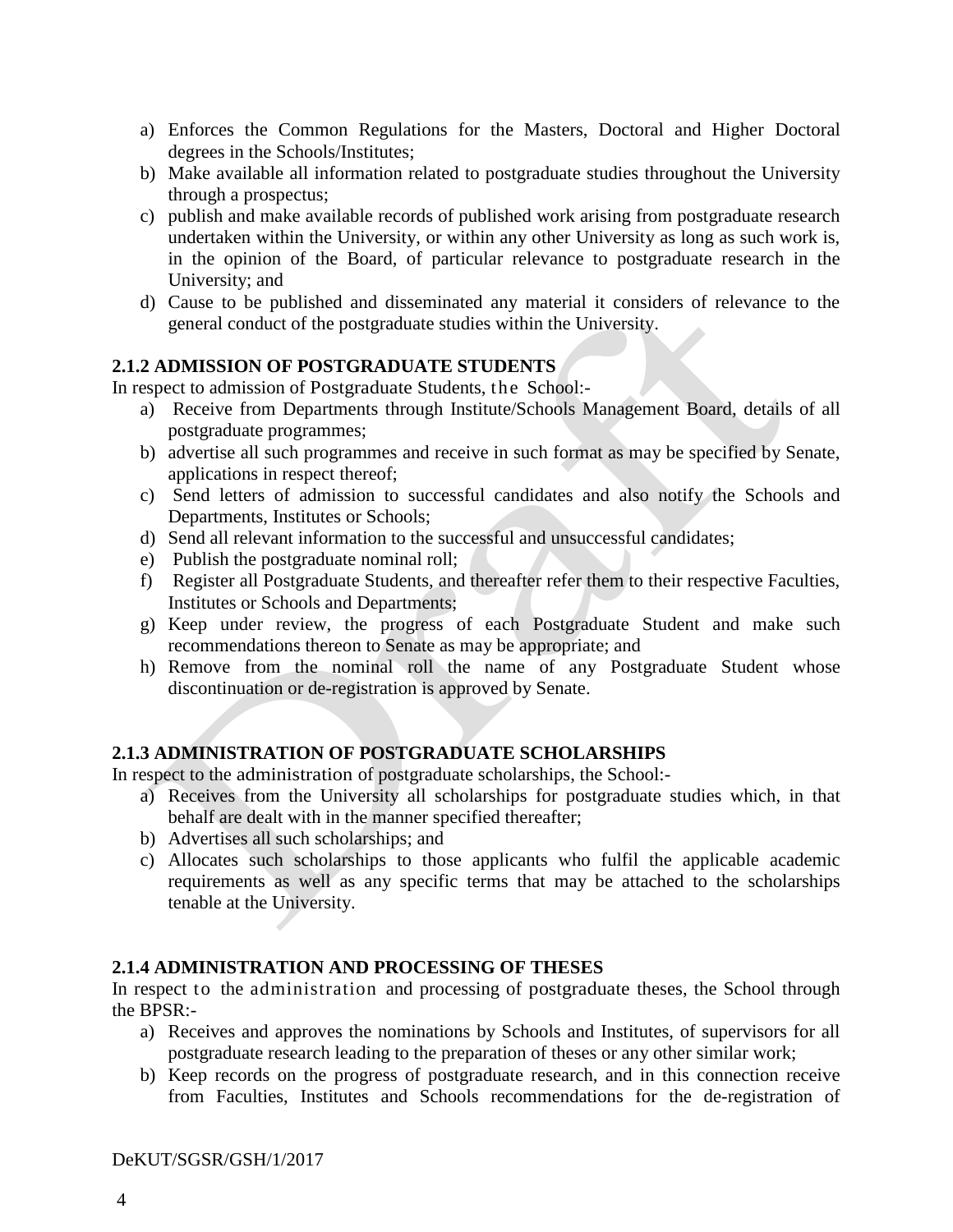a) Enforces the Common Regulations for the Masters, Doctoral and Higher Doctoral degrees in the Schools/Institutes;
b) Make available all information related to postgraduate studies throughout the University through a prospectus;
c) publish and make available records of published work arising from postgraduate research undertaken within the University, or within any other University as long as such work is, in the opinion of the Board, of particular relevance to postgraduate research in the University; and
d) Cause to be published and disseminated any material it considers of relevance to the general conduct of the postgraduate studies within the University.

### 2.1.2 ADMISSION OF POSTGRADUATE STUDENTS

In respect to admission of Postgraduate Students, the School:-

a) Receive from Departments through Institute/Schools Management Board, details of all postgraduate programmes;
b) advertise all such programmes and receive in such format as may be specified by Senate, applications in respect thereof;
c) Send letters of admission to successful candidates and also notify the Schools and Departments, Institutes or Schools;
d) Send all relevant information to the successful and unsuccessful candidates;
e) Publish the postgraduate nominal roll;
f) Register all Postgraduate Students, and thereafter refer them to their respective Faculties, Institutes or Schools and Departments;
g) Keep under review, the progress of each Postgraduate Student and make such recommendations thereon to Senate as may be appropriate; and
h) Remove from the nominal roll the name of any Postgraduate Student whose discontinuation or de-registration is approved by Senate.

### 2.1.3 ADMINISTRATION OF POSTGRADUATE SCHOLARSHIPS

In respect to the administration of postgraduate scholarships, the School:-

a) Receives from the University all scholarships for postgraduate studies which, in that behalf are dealt with in the manner specified thereafter;
b) Advertises all such scholarships; and
c) Allocates such scholarships to those applicants who fulfil the applicable academic requirements as well as any specific terms that may be attached to the scholarships tenable at the University.

### 2.1.4 ADMINISTRATION AND PROCESSING OF THESES

In respect to the administration and processing of postgraduate theses, the School through the BPSR:-

a) Receives and approves the nominations by Schools and Institutes, of supervisors for all postgraduate research leading to the preparation of theses or any other similar work;
b) Keep records on the progress of postgraduate research, and in this connection receive from Faculties, Institutes and Schools recommendations for the de-registration of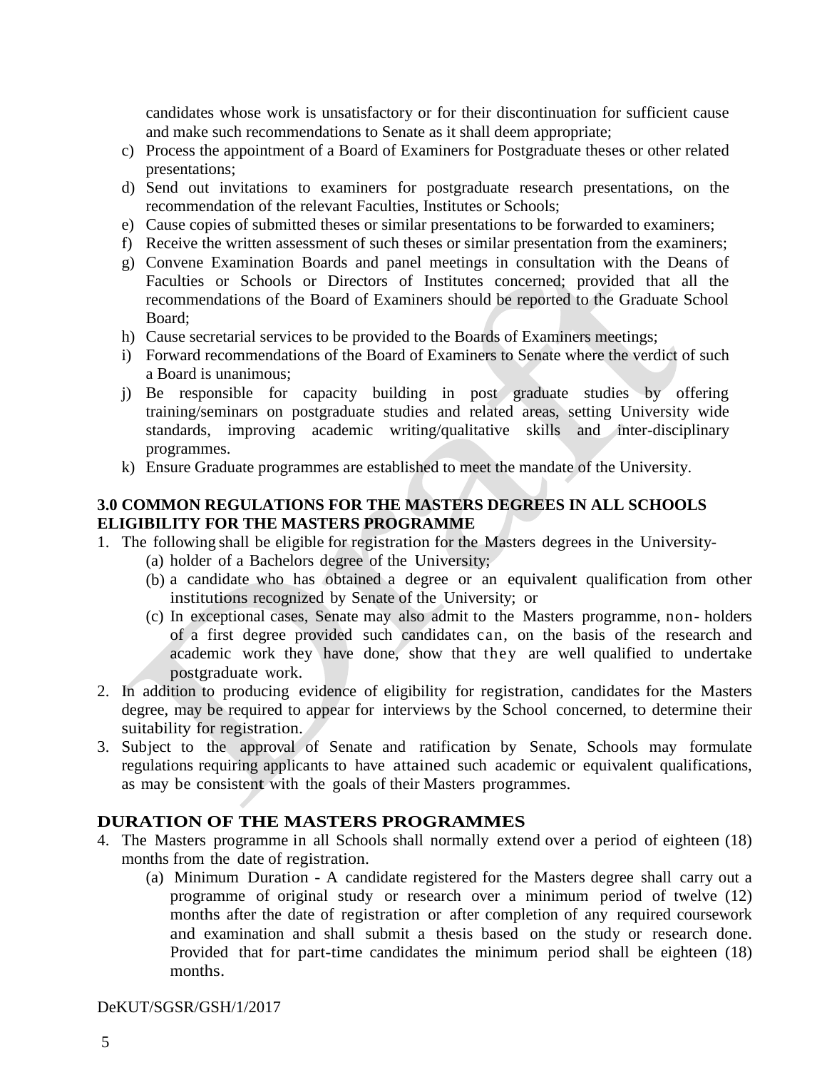candidates whose work is unsatisfactory or for their discontinuation for sufficient cause and make such recommendations to Senate as it shall deem appropriate;

c) Process the appointment of a Board of Examiners for Postgraduate theses or other related presentations;
d) Send out invitations to examiners for postgraduate research presentations, on the recommendation of the relevant Faculties, Institutes or Schools;
e) Cause copies of submitted theses or similar presentations to be forwarded to examiners;
f) Receive the written assessment of such theses or similar presentation from the examiners;
g) Convene Examination Boards and panel meetings in consultation with the Deans of Faculties or Schools or Directors of Institutes concerned; provided that all the recommendations of the Board of Examiners should be reported to the Graduate School Board;
h) Cause secretarial services to be provided to the Boards of Examiners meetings;
i) Forward recommendations of the Board of Examiners to Senate where the verdict of such a Board is unanimous;
j) Be responsible for capacity building in post graduate studies by offering training/seminars on postgraduate studies and related areas, setting University wide standards, improving academic writing/qualitative skills and inter-disciplinary programmes.
k) Ensure Graduate programmes are established to meet the mandate of the University.

## 3.0 COMMON REGULATIONS FOR THE MASTERS DEGREES IN ALL SCHOOLS

### ELIGIBILITY FOR THE MASTERS PROGRAMME

1. The following shall be eligible for registration for the Masters degrees in the University-
   (a) holder of a Bachelors degree of the University;
   (b) a candidate who has obtained a degree or an equivalent qualification from other institutions recognized by Senate of the University; or
   (c) In exceptional cases, Senate may also admit to the Masters programme, non- holders of a first degree provided such candidates can, on the basis of the research and academic work they have done, show that they are well qualified to undertake postgraduate work.
2. In addition to producing evidence of eligibility for registration, candidates for the Masters degree, may be required to appear for interviews by the School concerned, to determine their suitability for registration.
3. Subject to the approval of Senate and ratification by Senate, Schools may formulate regulations requiring applicants to have attained such academic or equivalent qualifications, as may be consistent with the goals of their Masters programmes.

### DURATION OF THE MASTERS PROGRAMMES

4. The Masters programme in all Schools shall normally extend over a period of eighteen (18) months from the date of registration.
   (a) Minimum Duration - A candidate registered for the Masters degree shall carry out a programme of original study or research over a minimum period of twelve (12) months after the date of registration or after completion of any required coursework and examination and shall submit a thesis based on the study or research done. Provided that for part-time candidates the minimum period shall be eighteen (18) months.

DeKUT/SGSR/GSH/1/2017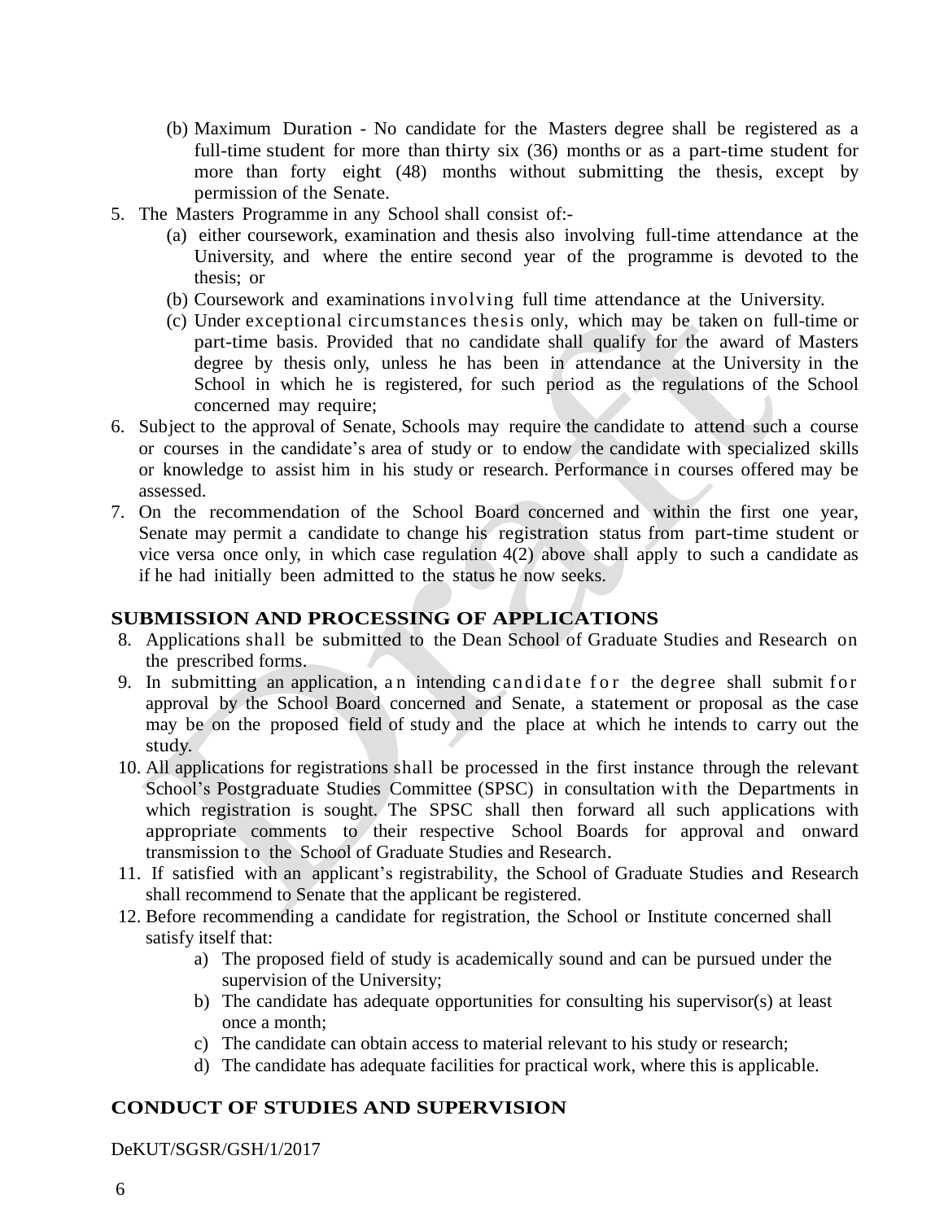(b) Maximum Duration - No candidate for the Masters degree shall be registered as a full-time student for more than thirty six (36) months or as a part-time student for more than forty eight (48) months without submitting the thesis, except by permission of the Senate.

5. The Masters Programme in any School shall consist of:-
   (a) either coursework, examination and thesis also involving full-time attendance at the University, and where the entire second year of the programme is devoted to the thesis; or
   (b) Coursework and examinations involving full time attendance at the University.
   (c) Under exceptional circumstances thesis only, which may be taken on full-time or part-time basis. Provided that no candidate shall qualify for the award of Masters degree by thesis only, unless he has been in attendance at the University in the School in which he is registered, for such period as the regulations of the School concerned may require;
6. Subject to the approval of Senate, Schools may require the candidate to attend such a course or courses in the candidate's area of study or to endow the candidate with specialized skills or knowledge to assist him in his study or research. Performance in courses offered may be assessed.
7. On the recommendation of the School Board concerned and within the first one year, Senate may permit a candidate to change his registration status from part-time student or vice versa once only, in which case regulation 4(2) above shall apply to such a candidate as if he had initially been admitted to the status he now seeks.

## SUBMISSION AND PROCESSING OF APPLICATIONS

8. Applications shall be submitted to the Dean School of Graduate Studies and Research on the prescribed forms.
9. In submitting an application, an intending candidate for the degree shall submit for approval by the School Board concerned and Senate, a statement or proposal as the case may be on the proposed field of study and the place at which he intends to carry out the study.
10. All applications for registrations shall be processed in the first instance through the relevant School's Postgraduate Studies Committee (SPSC) in consultation with the Departments in which registration is sought. The SPSC shall then forward all such applications with appropriate comments to their respective School Boards for approval and onward transmission to the School of Graduate Studies and Research.
11. If satisfied with an applicant's registrability, the School of Graduate Studies and Research shall recommend to Senate that the applicant be registered.
12. Before recommending a candidate for registration, the School or Institute concerned shall satisfy itself that:
    a) The proposed field of study is academically sound and can be pursued under the supervision of the University;
    b) The candidate has adequate opportunities for consulting his supervisor(s) at least once a month;
    c) The candidate can obtain access to material relevant to his study or research;
    d) The candidate has adequate facilities for practical work, where this is applicable.

## CONDUCT OF STUDIES AND SUPERVISION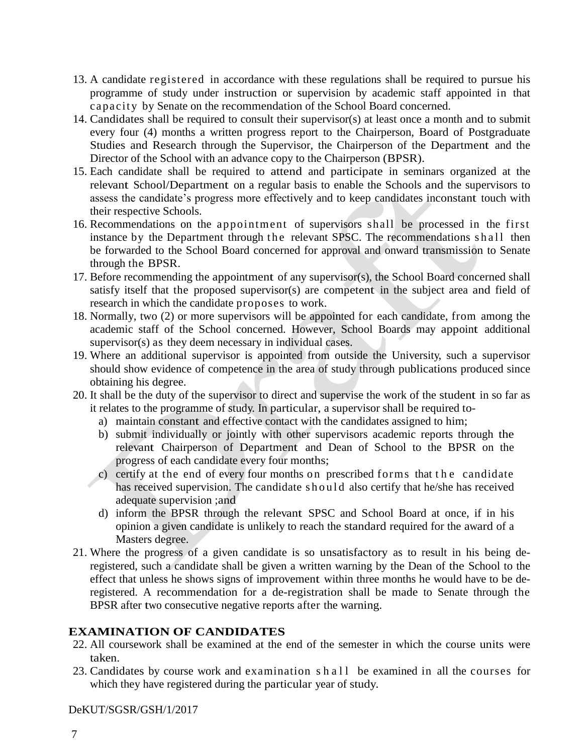13. A candidate registered in accordance with these regulations shall be required to pursue his programme of study under instruction or supervision by academic staff appointed in that capacity by Senate on the recommendation of the School Board concerned.
14. Candidates shall be required to consult their supervisor(s) at least once a month and to submit every four (4) months a written progress report to the Chairperson, Board of Postgraduate Studies and Research through the Supervisor, the Chairperson of the Department and the Director of the School with an advance copy to the Chairperson (BPSR).
15. Each candidate shall be required to attend and participate in seminars organized at the relevant School/Department on a regular basis to enable the Schools and the supervisors to assess the candidate's progress more effectively and to keep candidates inconstant touch with their respective Schools.
16. Recommendations on the appointment of supervisors shall be processed in the first instance by the Department through the relevant SPSC. The recommendations shall then be forwarded to the School Board concerned for approval and onward transmission to Senate through the BPSR.
17. Before recommending the appointment of any supervisor(s), the School Board concerned shall satisfy itself that the proposed supervisor(s) are competent in the subject area and field of research in which the candidate proposes to work.
18. Normally, two (2) or more supervisors will be appointed for each candidate, from among the academic staff of the School concerned. However, School Boards may appoint additional supervisor(s) as they deem necessary in individual cases.
19. Where an additional supervisor is appointed from outside the University, such a supervisor should show evidence of competence in the area of study through publications produced since obtaining his degree.
20. It shall be the duty of the supervisor to direct and supervise the work of the student in so far as it relates to the programme of study. In particular, a supervisor shall be required to-
    a) maintain constant and effective contact with the candidates assigned to him;
    b) submit individually or jointly with other supervisors academic reports through the relevant Chairperson of Department and Dean of School to the BPSR on the progress of each candidate every four months;
    c) certify at the end of every four months on prescribed forms that the candidate has received supervision. The candidate should also certify that he/she has received adequate supervision ;and
    d) inform the BPSR through the relevant SPSC and School Board at once, if in his opinion a given candidate is unlikely to reach the standard required for the award of a Masters degree.
21. Where the progress of a given candidate is so unsatisfactory as to result in his being de-registered, such a candidate shall be given a written warning by the Dean of the School to the effect that unless he shows signs of improvement within three months he would have to be de-registered. A recommendation for a de-registration shall be made to Senate through the BPSR after two consecutive negative reports after the warning.

## EXAMINATION OF CANDIDATES

22. All coursework shall be examined at the end of the semester in which the course units were taken.
23. Candidates by course work and examination shall be examined in all the courses for which they have registered during the particular year of study.

DeKUT/SGSR/GSH/1/2017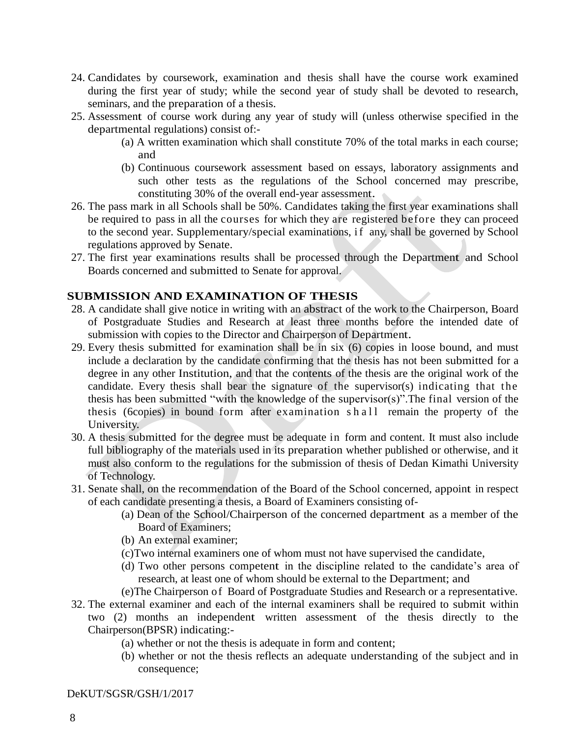24. Candidates by coursework, examination and thesis shall have the course work examined during the first year of study; while the second year of study shall be devoted to research, seminars, and the preparation of a thesis.
25. Assessment of course work during any year of study will (unless otherwise specified in the departmental regulations) consist of:-
    (a) A written examination which shall constitute 70% of the total marks in each course; and
    (b) Continuous coursework assessment based on essays, laboratory assignments and such other tests as the regulations of the School concerned may prescribe, constituting 30% of the overall end-year assessment.
26. The pass mark in all Schools shall be 50%. Candidates taking the first year examinations shall be required to pass in all the courses for which they are registered before they can proceed to the second year. Supplementary/special examinations, if any, shall be governed by School regulations approved by Senate.
27. The first year examinations results shall be processed through the Department and School Boards concerned and submitted to Senate for approval.

## SUBMISSION AND EXAMINATION OF THESIS

28. A candidate shall give notice in writing with an abstract of the work to the Chairperson, Board of Postgraduate Studies and Research at least three months before the intended date of submission with copies to the Director and Chairperson of Department.
29. Every thesis submitted for examination shall be in six (6) copies in loose bound, and must include a declaration by the candidate confirming that the thesis has not been submitted for a degree in any other Institution, and that the contents of the thesis are the original work of the candidate. Every thesis shall bear the signature of the supervisor(s) indicating that the thesis has been submitted "with the knowledge of the supervisor(s)".The final version of the thesis (6copies) in bound form after examination shall remain the property of the University.
30. A thesis submitted for the degree must be adequate in form and content. It must also include full bibliography of the materials used in its preparation whether published or otherwise, and it must also conform to the regulations for the submission of thesis of Dedan Kimathi University of Technology.
31. Senate shall, on the recommendation of the Board of the School concerned, appoint in respect of each candidate presenting a thesis, a Board of Examiners consisting of-
    (a) Dean of the School/Chairperson of the concerned department as a member of the Board of Examiners;
    (b) An external examiner;
    (c)Two internal examiners one of whom must not have supervised the candidate,
    (d) Two other persons competent in the discipline related to the candidate's area of research, at least one of whom should be external to the Department; and
    (e)The Chairperson of Board of Postgraduate Studies and Research or a representative.
32. The external examiner and each of the internal examiners shall be required to submit within two (2) months an independent written assessment of the thesis directly to the Chairperson(BPSR) indicating:-
    (a) whether or not the thesis is adequate in form and content;
    (b) whether or not the thesis reflects an adequate understanding of the subject and in consequence;

DeKUT/SGSR/GSH/1/2017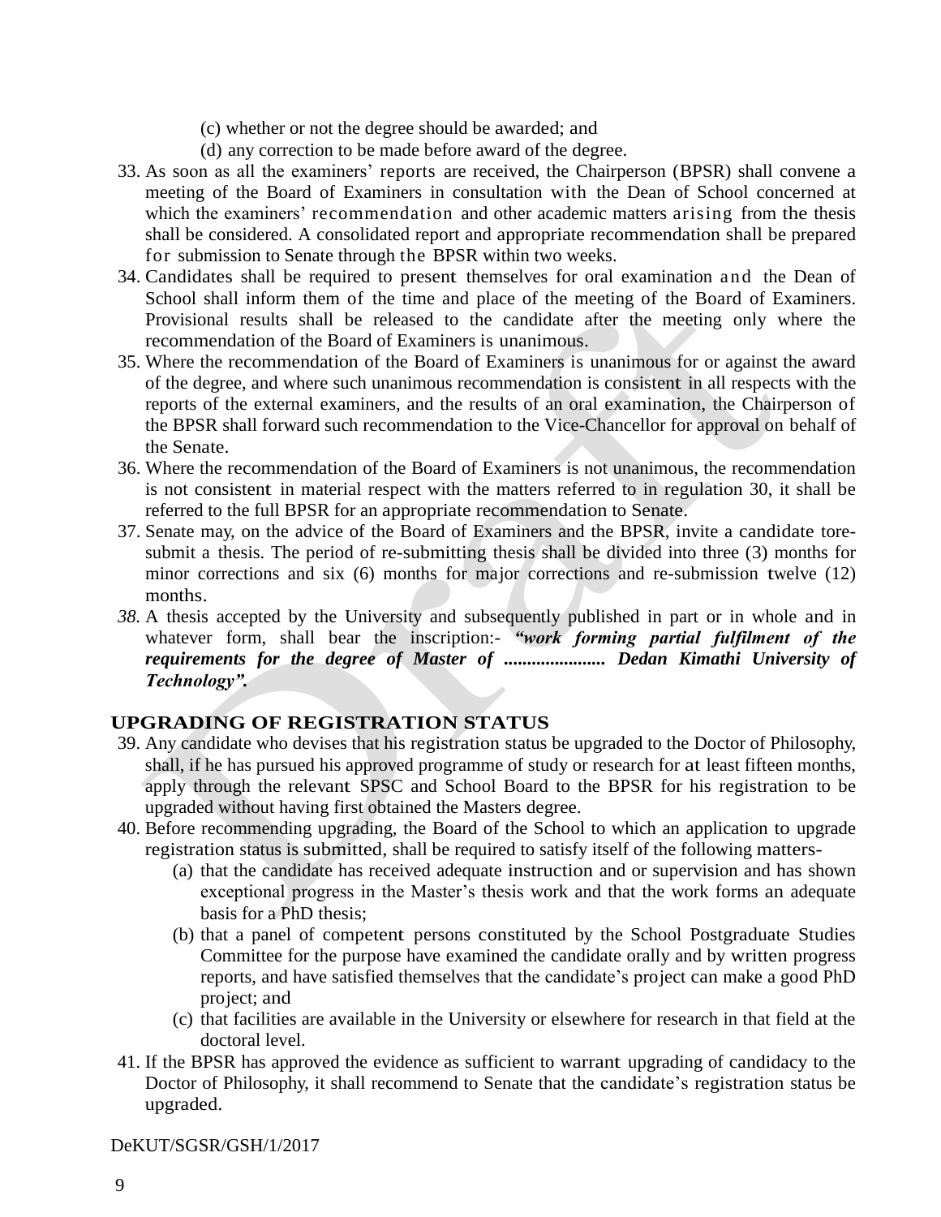(c) whether or not the degree should be awarded; and

(d) any correction to be made before award of the degree.

33. As soon as all the examiners' reports are received, the Chairperson (BPSR) shall convene a meeting of the Board of Examiners in consultation with the Dean of School concerned at which the examiners' recommendation and other academic matters arising from the thesis shall be considered. A consolidated report and appropriate recommendation shall be prepared for submission to Senate through the BPSR within two weeks.
34. Candidates shall be required to present themselves for oral examination and the Dean of School shall inform them of the time and place of the meeting of the Board of Examiners. Provisional results shall be released to the candidate after the meeting only where the recommendation of the Board of Examiners is unanimous.
35. Where the recommendation of the Board of Examiners is unanimous for or against the award of the degree, and where such unanimous recommendation is consistent in all respects with the reports of the external examiners, and the results of an oral examination, the Chairperson of the BPSR shall forward such recommendation to the Vice-Chancellor for approval on behalf of the Senate.
36. Where the recommendation of the Board of Examiners is not unanimous, the recommendation is not consistent in material respect with the matters referred to in regulation 30, it shall be referred to the full BPSR for an appropriate recommendation to Senate.
37. Senate may, on the advice of the Board of Examiners and the BPSR, invite a candidate tore-submit a thesis. The period of re-submitting thesis shall be divided into three (3) months for minor corrections and six (6) months for major corrections and re-submission twelve (12) months.
38. A thesis accepted by the University and subsequently published in part or in whole and in whatever form, shall bear the inscription:- ***"work forming partial fulfilment of the requirements for the degree of Master of ..................... Dedan Kimathi University of Technology".***

## UPGRADING OF REGISTRATION STATUS

39. Any candidate who devises that his registration status be upgraded to the Doctor of Philosophy, shall, if he has pursued his approved programme of study or research for at least fifteen months, apply through the relevant SPSC and School Board to the BPSR for his registration to be upgraded without having first obtained the Masters degree.
40. Before recommending upgrading, the Board of the School to which an application to upgrade registration status is submitted, shall be required to satisfy itself of the following matters-
    (a) that the candidate has received adequate instruction and or supervision and has shown exceptional progress in the Master's thesis work and that the work forms an adequate basis for a PhD thesis;
    (b) that a panel of competent persons constituted by the School Postgraduate Studies Committee for the purpose have examined the candidate orally and by written progress reports, and have satisfied themselves that the candidate's project can make a good PhD project; and
    (c) that facilities are available in the University or elsewhere for research in that field at the doctoral level.
41. If the BPSR has approved the evidence as sufficient to warrant upgrading of candidacy to the Doctor of Philosophy, it shall recommend to Senate that the candidate's registration status be upgraded.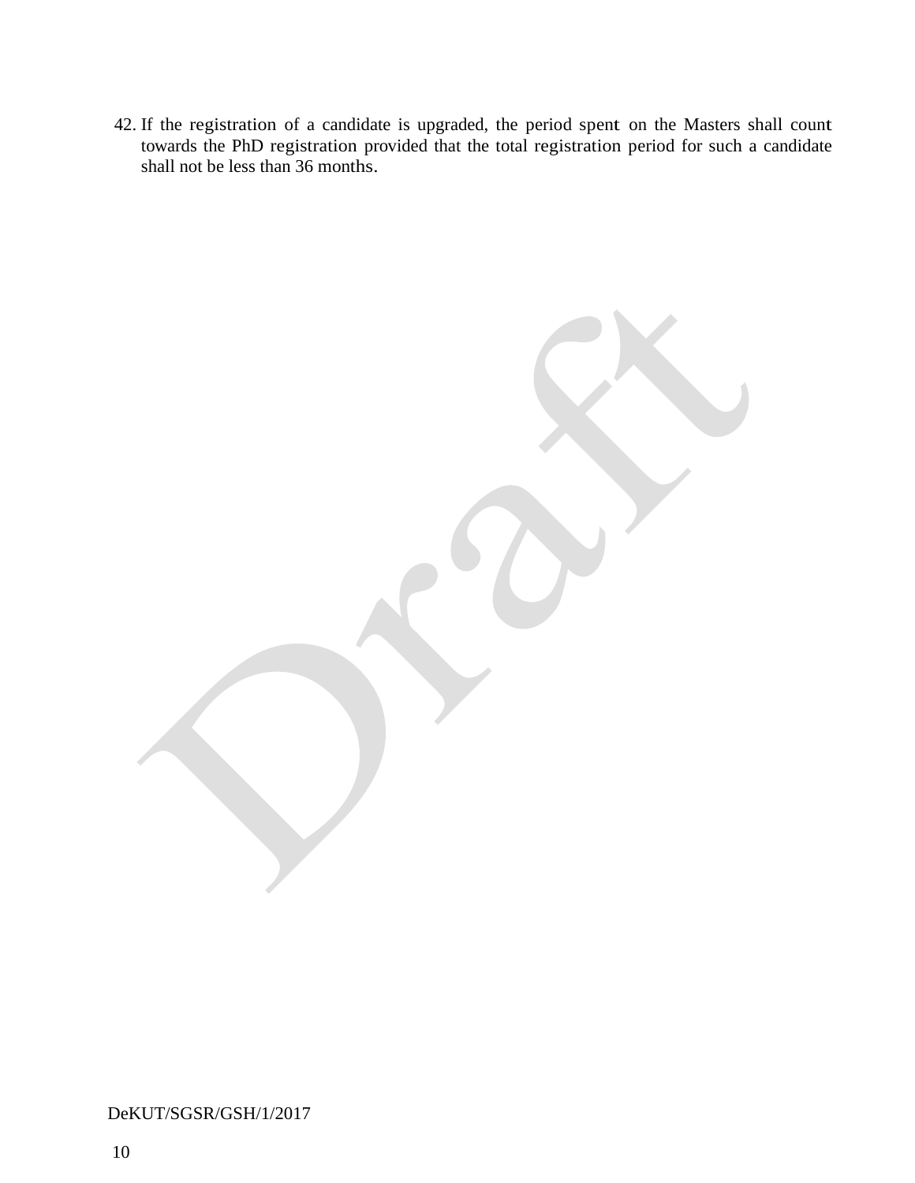42. If the registration of a candidate is upgraded, the period spent on the Masters shall count towards the PhD registration provided that the total registration period for such a candidate shall not be less than 36 months.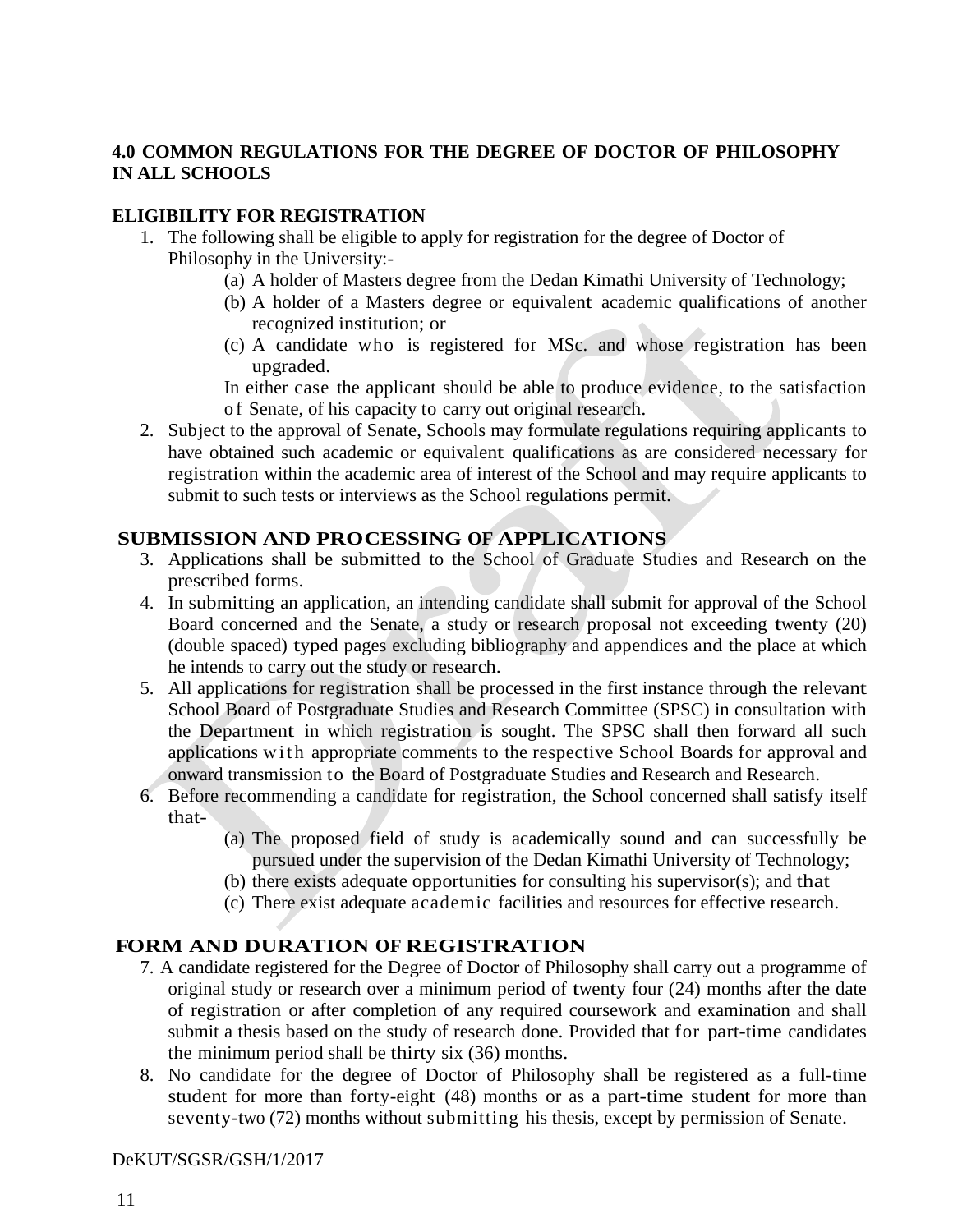## 4.0 COMMON REGULATIONS FOR THE DEGREE OF DOCTOR OF PHILOSOPHY IN ALL SCHOOLS

### ELIGIBILITY FOR REGISTRATION

1. The following shall be eligible to apply for registration for the degree of Doctor of Philosophy in the University:-
   (a) A holder of Masters degree from the Dedan Kimathi University of Technology;
   (b) A holder of a Masters degree or equivalent academic qualifications of another recognized institution; or
   (c) A candidate who is registered for MSc. and whose registration has been upgraded.

   In either case the applicant should be able to produce evidence, to the satisfaction of Senate, of his capacity to carry out original research.
2. Subject to the approval of Senate, Schools may formulate regulations requiring applicants to have obtained such academic or equivalent qualifications as are considered necessary for registration within the academic area of interest of the School and may require applicants to submit to such tests or interviews as the School regulations permit.

### SUBMISSION AND PROCESSING OF APPLICATIONS

3. Applications shall be submitted to the School of Graduate Studies and Research on the prescribed forms.
4. In submitting an application, an intending candidate shall submit for approval of the School Board concerned and the Senate, a study or research proposal not exceeding twenty (20) (double spaced) typed pages excluding bibliography and appendices and the place at which he intends to carry out the study or research.
5. All applications for registration shall be processed in the first instance through the relevant School Board of Postgraduate Studies and Research Committee (SPSC) in consultation with the Department in which registration is sought. The SPSC shall then forward all such applications with appropriate comments to the respective School Boards for approval and onward transmission to the Board of Postgraduate Studies and Research and Research.
6. Before recommending a candidate for registration, the School concerned shall satisfy itself that-
   (a) The proposed field of study is academically sound and can successfully be pursued under the supervision of the Dedan Kimathi University of Technology;
   (b) there exists adequate opportunities for consulting his supervisor(s); and that
   (c) There exist adequate academic facilities and resources for effective research.

### FORM AND DURATION OF REGISTRATION

7. A candidate registered for the Degree of Doctor of Philosophy shall carry out a programme of original study or research over a minimum period of twenty four (24) months after the date of registration or after completion of any required coursework and examination and shall submit a thesis based on the study of research done. Provided that for part-time candidates the minimum period shall be thirty six (36) months.
8. No candidate for the degree of Doctor of Philosophy shall be registered as a full-time student for more than forty-eight (48) months or as a part-time student for more than seventy-two (72) months without submitting his thesis, except by permission of Senate.

DeKUT/SGSR/GSH/1/2017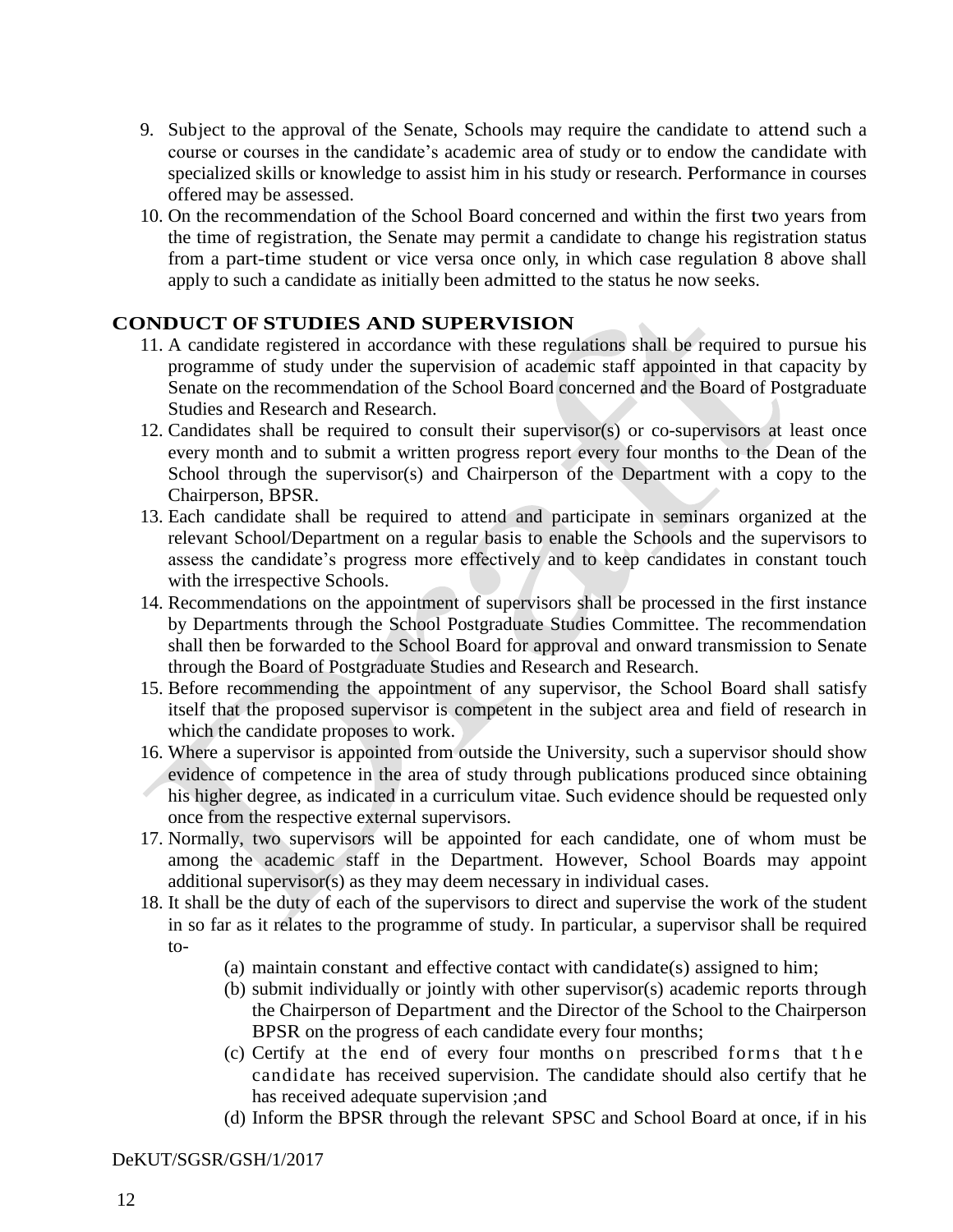9. Subject to the approval of the Senate, Schools may require the candidate to attend such a course or courses in the candidate's academic area of study or to endow the candidate with specialized skills or knowledge to assist him in his study or research. Performance in courses offered may be assessed.
10. On the recommendation of the School Board concerned and within the first two years from the time of registration, the Senate may permit a candidate to change his registration status from a part-time student or vice versa once only, in which case regulation 8 above shall apply to such a candidate as initially been admitted to the status he now seeks.

## CONDUCT OF STUDIES AND SUPERVISION

11. A candidate registered in accordance with these regulations shall be required to pursue his programme of study under the supervision of academic staff appointed in that capacity by Senate on the recommendation of the School Board concerned and the Board of Postgraduate Studies and Research and Research.
12. Candidates shall be required to consult their supervisor(s) or co-supervisors at least once every month and to submit a written progress report every four months to the Dean of the School through the supervisor(s) and Chairperson of the Department with a copy to the Chairperson, BPSR.
13. Each candidate shall be required to attend and participate in seminars organized at the relevant School/Department on a regular basis to enable the Schools and the supervisors to assess the candidate's progress more effectively and to keep candidates in constant touch with the irrespective Schools.
14. Recommendations on the appointment of supervisors shall be processed in the first instance by Departments through the School Postgraduate Studies Committee. The recommendation shall then be forwarded to the School Board for approval and onward transmission to Senate through the Board of Postgraduate Studies and Research and Research.
15. Before recommending the appointment of any supervisor, the School Board shall satisfy itself that the proposed supervisor is competent in the subject area and field of research in which the candidate proposes to work.
16. Where a supervisor is appointed from outside the University, such a supervisor should show evidence of competence in the area of study through publications produced since obtaining his higher degree, as indicated in a curriculum vitae. Such evidence should be requested only once from the respective external supervisors.
17. Normally, two supervisors will be appointed for each candidate, one of whom must be among the academic staff in the Department. However, School Boards may appoint additional supervisor(s) as they may deem necessary in individual cases.
18. It shall be the duty of each of the supervisors to direct and supervise the work of the student in so far as it relates to the programme of study. In particular, a supervisor shall be required to-
    (a) maintain constant and effective contact with candidate(s) assigned to him;
    (b) submit individually or jointly with other supervisor(s) academic reports through the Chairperson of Department and the Director of the School to the Chairperson BPSR on the progress of each candidate every four months;
    (c) Certify at the end of every four months on prescribed forms that the candidate has received supervision. The candidate should also certify that he has received adequate supervision ;and
    (d) Inform the BPSR through the relevant SPSC and School Board at once, if in his

DeKUT/SGSR/GSH/1/2017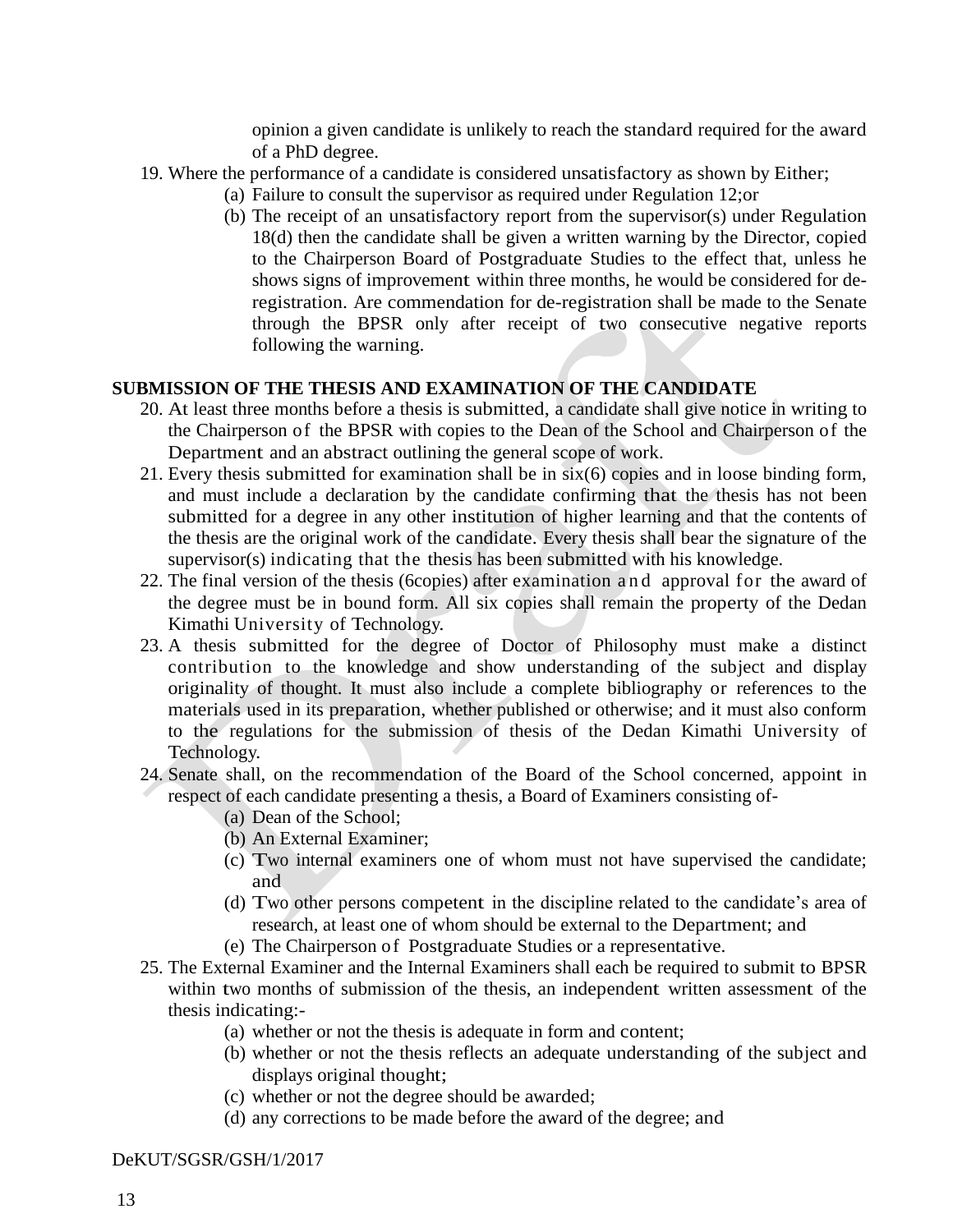opinion a given candidate is unlikely to reach the standard required for the award of a PhD degree.

19. Where the performance of a candidate is considered unsatisfactory as shown by Either;
    (a) Failure to consult the supervisor as required under Regulation 12;or
    (b) The receipt of an unsatisfactory report from the supervisor(s) under Regulation 18(d) then the candidate shall be given a written warning by the Director, copied to the Chairperson Board of Postgraduate Studies to the effect that, unless he shows signs of improvement within three months, he would be considered for de-registration. Are commendation for de-registration shall be made to the Senate through the BPSR only after receipt of two consecutive negative reports following the warning.

## SUBMISSION OF THE THESIS AND EXAMINATION OF THE CANDIDATE

20. At least three months before a thesis is submitted, a candidate shall give notice in writing to the Chairperson of the BPSR with copies to the Dean of the School and Chairperson of the Department and an abstract outlining the general scope of work.
21. Every thesis submitted for examination shall be in six(6) copies and in loose binding form, and must include a declaration by the candidate confirming that the thesis has not been submitted for a degree in any other institution of higher learning and that the contents of the thesis are the original work of the candidate. Every thesis shall bear the signature of the supervisor(s) indicating that the thesis has been submitted with his knowledge.
22. The final version of the thesis (6copies) after examination and approval for the award of the degree must be in bound form. All six copies shall remain the property of the Dedan Kimathi University of Technology.
23. A thesis submitted for the degree of Doctor of Philosophy must make a distinct contribution to the knowledge and show understanding of the subject and display originality of thought. It must also include a complete bibliography or references to the materials used in its preparation, whether published or otherwise; and it must also conform to the regulations for the submission of thesis of the Dedan Kimathi University of Technology.
24. Senate shall, on the recommendation of the Board of the School concerned, appoint in respect of each candidate presenting a thesis, a Board of Examiners consisting of-
    (a) Dean of the School;
    (b) An External Examiner;
    (c) Two internal examiners one of whom must not have supervised the candidate; and
    (d) Two other persons competent in the discipline related to the candidate's area of research, at least one of whom should be external to the Department; and
    (e) The Chairperson of Postgraduate Studies or a representative.
25. The External Examiner and the Internal Examiners shall each be required to submit to BPSR within two months of submission of the thesis, an independent written assessment of the thesis indicating:-
    (a) whether or not the thesis is adequate in form and content;
    (b) whether or not the thesis reflects an adequate understanding of the subject and displays original thought;
    (c) whether or not the degree should be awarded;
    (d) any corrections to be made before the award of the degree; and

DeKUT/SGSR/GSH/1/2017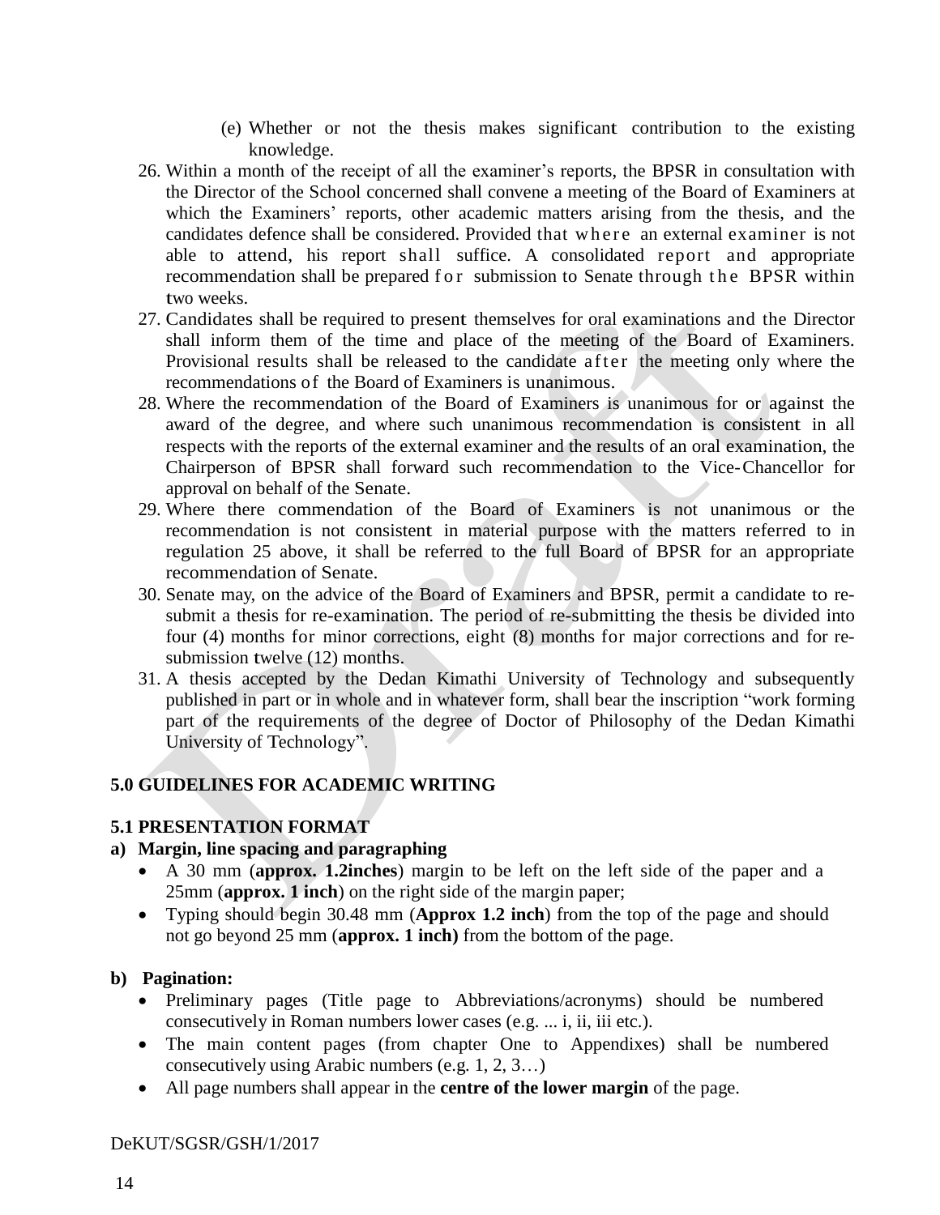(e) Whether or not the thesis makes significant contribution to the existing knowledge.

26. Within a month of the receipt of all the examiner's reports, the BPSR in consultation with the Director of the School concerned shall convene a meeting of the Board of Examiners at which the Examiners' reports, other academic matters arising from the thesis, and the candidates defence shall be considered. Provided that where an external examiner is not able to attend, his report shall suffice. A consolidated report and appropriate recommendation shall be prepared for submission to Senate through the BPSR within two weeks.
27. Candidates shall be required to present themselves for oral examinations and the Director shall inform them of the time and place of the meeting of the Board of Examiners. Provisional results shall be released to the candidate after the meeting only where the recommendations of the Board of Examiners is unanimous.
28. Where the recommendation of the Board of Examiners is unanimous for or against the award of the degree, and where such unanimous recommendation is consistent in all respects with the reports of the external examiner and the results of an oral examination, the Chairperson of BPSR shall forward such recommendation to the Vice-Chancellor for approval on behalf of the Senate.
29. Where there commendation of the Board of Examiners is not unanimous or the recommendation is not consistent in material purpose with the matters referred to in regulation 25 above, it shall be referred to the full Board of BPSR for an appropriate recommendation of Senate.
30. Senate may, on the advice of the Board of Examiners and BPSR, permit a candidate to re-submit a thesis for re-examination. The period of re-submitting the thesis be divided into four (4) months for minor corrections, eight (8) months for major corrections and for re-submission twelve (12) months.
31. A thesis accepted by the Dedan Kimathi University of Technology and subsequently published in part or in whole and in whatever form, shall bear the inscription "work forming part of the requirements of the degree of Doctor of Philosophy of the Dedan Kimathi University of Technology".

## 5.0 GUIDELINES FOR ACADEMIC WRITING

### 5.1 PRESENTATION FORMAT

**a) Margin, line spacing and paragraphing**

- A 30 mm (**approx. 1.2inches**) margin to be left on the left side of the paper and a 25mm (**approx. 1 inch**) on the right side of the margin paper;
- Typing should begin 30.48 mm (**Approx 1.2 inch**) from the top of the page and should not go beyond 25 mm (**approx. 1 inch)** from the bottom of the page.

**b) Pagination:**

- Preliminary pages (Title page to Abbreviations/acronyms) should be numbered consecutively in Roman numbers lower cases (e.g. ... i, ii, iii etc.).
- The main content pages (from chapter One to Appendixes) shall be numbered consecutively using Arabic numbers (e.g. 1, 2, 3…)
- All page numbers shall appear in the **centre of the lower margin** of the page.

DeKUT/SGSR/GSH/1/2017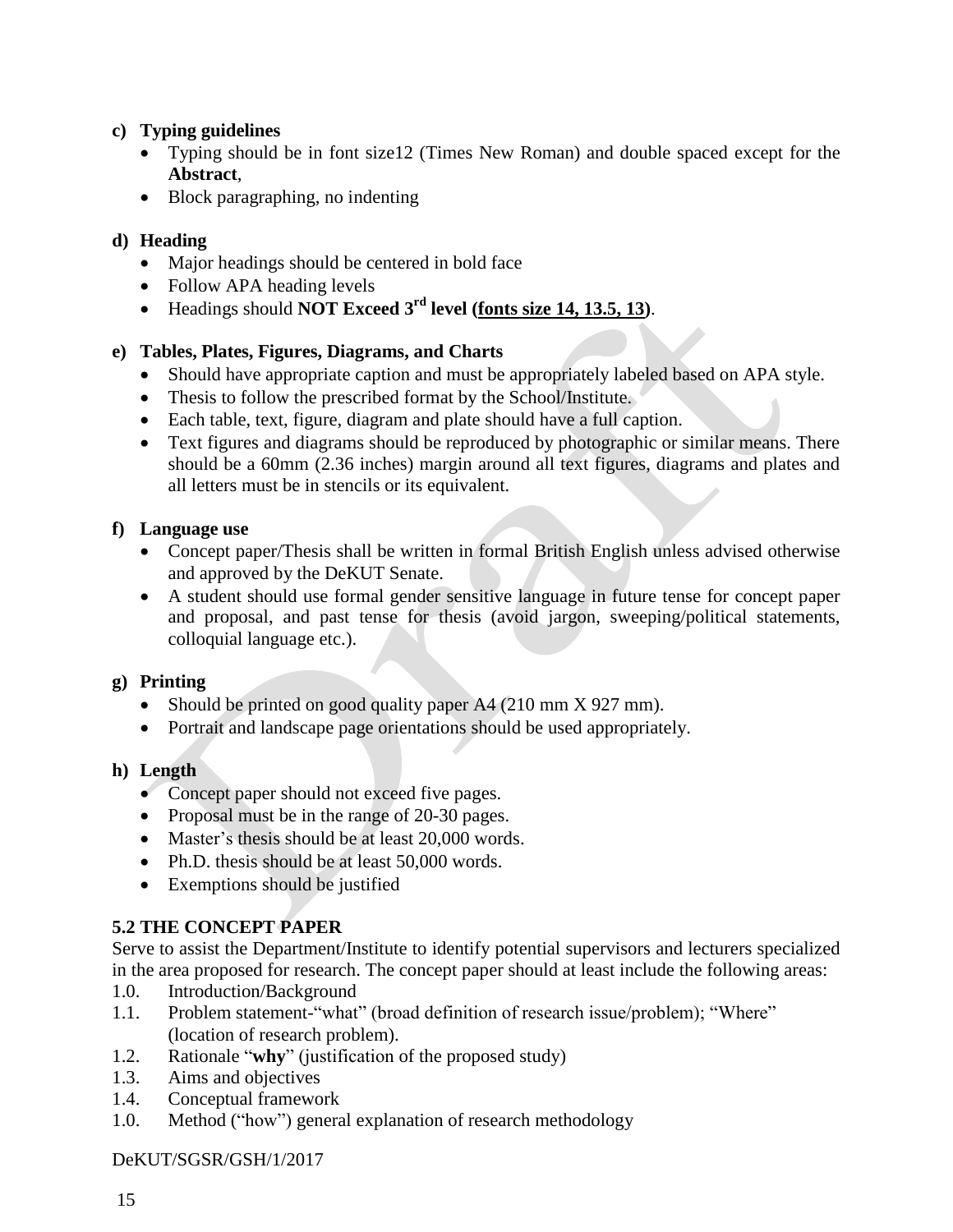**c) Typing guidelines**

- Typing should be in font size12 (Times New Roman) and double spaced except for the **Abstract**,
- Block paragraphing, no indenting

**d) Heading**

- Major headings should be centered in bold face
- Follow APA heading levels
- Headings should **NOT Exceed 3rd level (<u>fonts size 14, 13.5, 13</u>)**.

**e) Tables, Plates, Figures, Diagrams, and Charts**

- Should have appropriate caption and must be appropriately labeled based on APA style.
- Thesis to follow the prescribed format by the School/Institute.
- Each table, text, figure, diagram and plate should have a full caption.
- Text figures and diagrams should be reproduced by photographic or similar means. There should be a 60mm (2.36 inches) margin around all text figures, diagrams and plates and all letters must be in stencils or its equivalent.

**f) Language use**

- Concept paper/Thesis shall be written in formal British English unless advised otherwise and approved by the DeKUT Senate.
- A student should use formal gender sensitive language in future tense for concept paper and proposal, and past tense for thesis (avoid jargon, sweeping/political statements, colloquial language etc.).

**g) Printing**

- Should be printed on good quality paper A4 (210 mm X 927 mm).
- Portrait and landscape page orientations should be used appropriately.

**h) Length**

- Concept paper should not exceed five pages.
- Proposal must be in the range of 20-30 pages.
- Master's thesis should be at least 20,000 words.
- Ph.D. thesis should be at least 50,000 words.
- Exemptions should be justified

## 5.2 THE CONCEPT PAPER

Serve to assist the Department/Institute to identify potential supervisors and lecturers specialized in the area proposed for research. The concept paper should at least include the following areas:

1.0. Introduction/Background
1.1. Problem statement-"what" (broad definition of research issue/problem); "Where" (location of research problem).
1.2. Rationale "**why**" (justification of the proposed study)
1.3. Aims and objectives
1.4. Conceptual framework
1.0. Method ("how") general explanation of research methodology

DeKUT/SGSR/GSH/1/2017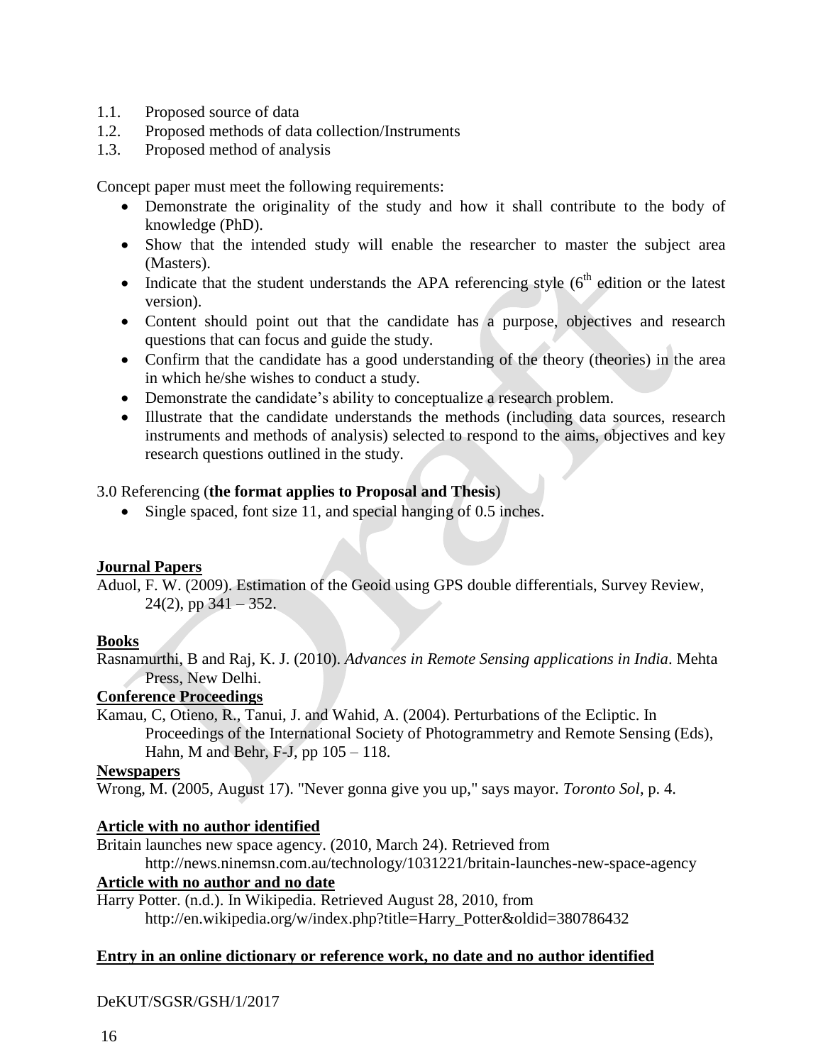1.1. Proposed source of data
1.2. Proposed methods of data collection/Instruments
1.3. Proposed method of analysis

Concept paper must meet the following requirements:

- Demonstrate the originality of the study and how it shall contribute to the body of knowledge (PhD).
- Show that the intended study will enable the researcher to master the subject area (Masters).
- Indicate that the student understands the APA referencing style (6th edition or the latest version).
- Content should point out that the candidate has a purpose, objectives and research questions that can focus and guide the study.
- Confirm that the candidate has a good understanding of the theory (theories) in the area in which he/she wishes to conduct a study.
- Demonstrate the candidate's ability to conceptualize a research problem.
- Illustrate that the candidate understands the methods (including data sources, research instruments and methods of analysis) selected to respond to the aims, objectives and key research questions outlined in the study.

3.0 Referencing (**the format applies to Proposal and Thesis**)

- Single spaced, font size 11, and special hanging of 0.5 inches.

**Journal Papers**

Aduol, F. W. (2009). Estimation of the Geoid using GPS double differentials, Survey Review, 24(2), pp 341 – 352.

**Books**

Rasnamurthi, B and Raj, K. J. (2010). *Advances in Remote Sensing applications in India*. Mehta Press, New Delhi.

**Conference Proceedings**

Kamau, C, Otieno, R., Tanui, J. and Wahid, A. (2004). Perturbations of the Ecliptic. In Proceedings of the International Society of Photogrammetry and Remote Sensing (Eds), Hahn, M and Behr, F-J, pp 105 – 118.

**Newspapers**

Wrong, M. (2005, August 17). "Never gonna give you up," says mayor. *Toronto Sol*, p. 4.

**Article with no author identified**

Britain launches new space agency. (2010, March 24). Retrieved from http://news.ninemsn.com.au/technology/1031221/britain-launches-new-space-agency

**Article with no author and no date**

Harry Potter. (n.d.). In Wikipedia. Retrieved August 28, 2010, from http://en.wikipedia.org/w/index.php?title=Harry_Potter&oldid=380786432

**Entry in an online dictionary or reference work, no date and no author identified**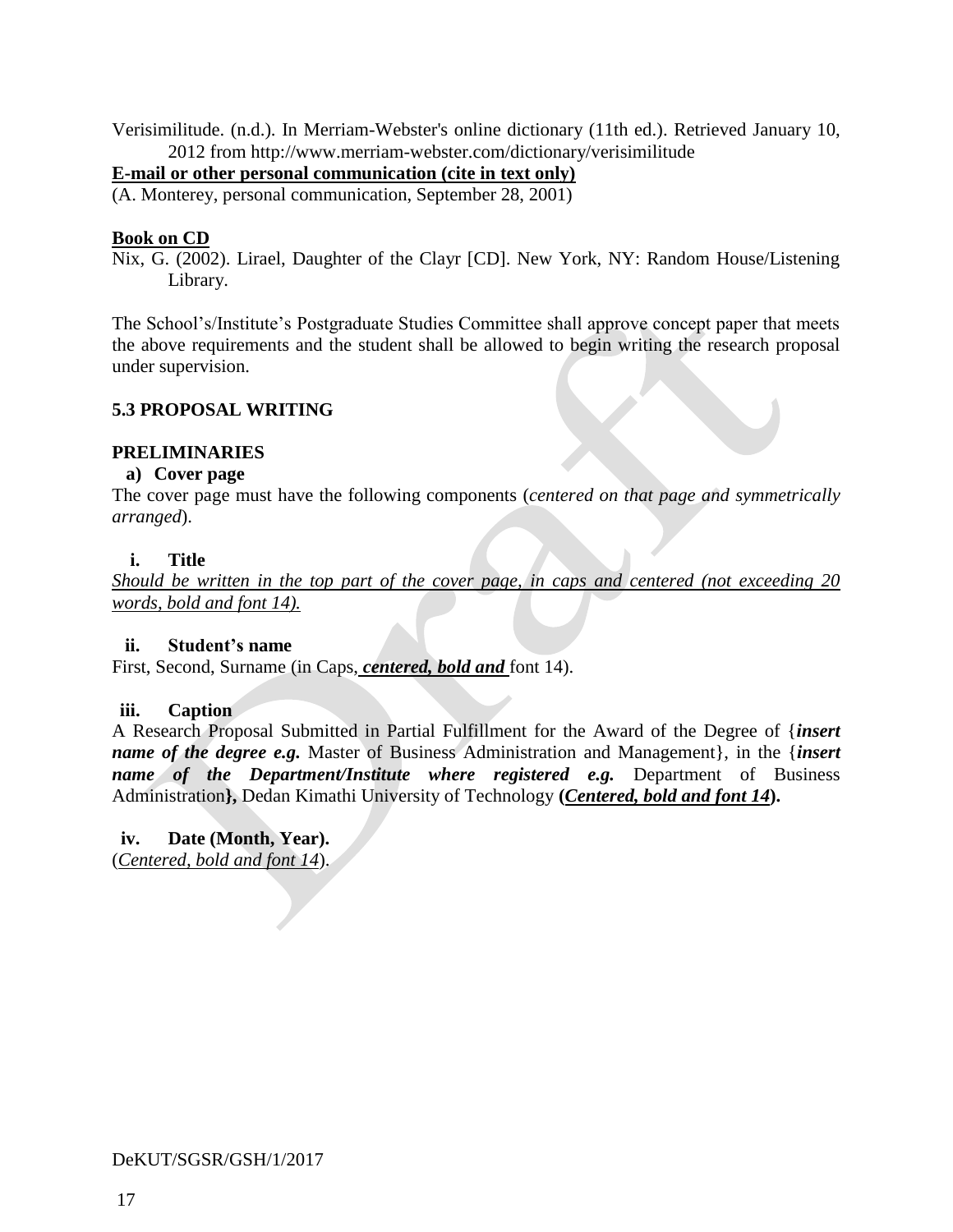Verisimilitude. (n.d.). In Merriam-Webster's online dictionary (11th ed.). Retrieved January 10, 2012 from http://www.merriam-webster.com/dictionary/verisimilitude

**E-mail or other personal communication (cite in text only)**

(A. Monterey, personal communication, September 28, 2001)

**Book on CD**

Nix, G. (2002). Lirael, Daughter of the Clayr [CD]. New York, NY: Random House/Listening Library.

The School's/Institute's Postgraduate Studies Committee shall approve concept paper that meets the above requirements and the student shall be allowed to begin writing the research proposal under supervision.

## 5.3 PROPOSAL WRITING

### PRELIMINARIES

**a) Cover page**

The cover page must have the following components (*centered on that page and symmetrically arranged*).

**i. Title**

*Should be written in the top part of the cover page, in caps and centered (not exceeding 20 words, bold and font 14).*

**ii. Student's name**

First, Second, Surname (in Caps, ***centered, bold and*** font 14).

**iii. Caption**

A Research Proposal Submitted in Partial Fulfillment for the Award of the Degree of {***insert name of the degree e.g.*** Master of Business Administration and Management}, in the {***insert name of the Department/Institute where registered e.g.*** Department of Business Administration**},** Dedan Kimathi University of Technology **(*Centered, bold and font 14*).**

**iv. Date (Month, Year).**

(*Centered, bold and font 14*).

DeKUT/SGSR/GSH/1/2017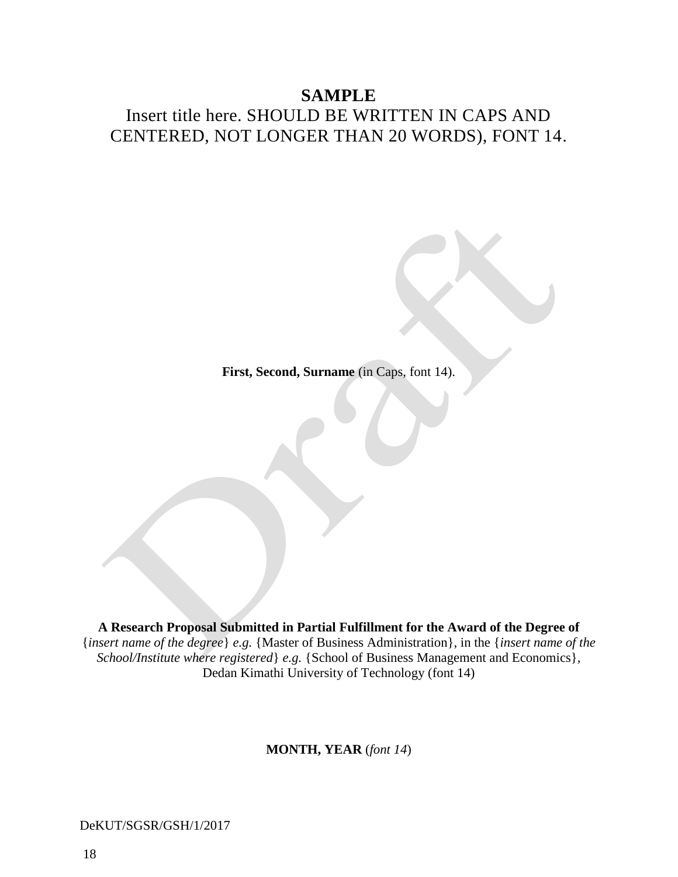**SAMPLE**

Insert title here. SHOULD BE WRITTEN IN CAPS AND CENTERED, NOT LONGER THAN 20 WORDS), FONT 14.

**First, Second, Surname** (in Caps, font 14).

**A Research Proposal Submitted in Partial Fulfillment for the Award of the Degree of** {*insert name of the degree*} *e.g.* {Master of Business Administration}, in the {*insert name of the School/Institute where registered*} *e.g.* {School of Business Management and Economics}, Dedan Kimathi University of Technology (font 14)

**MONTH, YEAR** (*font 14*)

DeKUT/SGSR/GSH/1/2017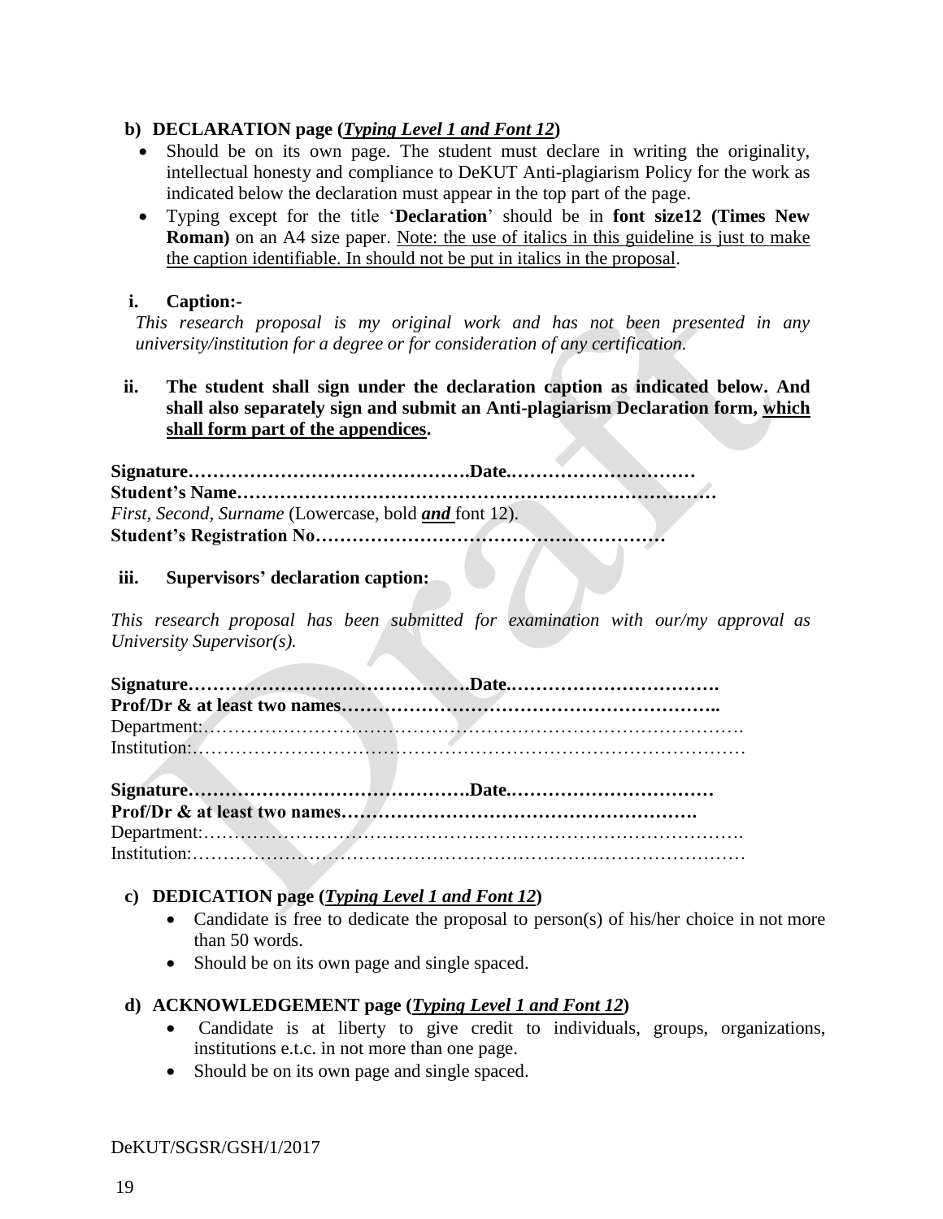**b) DECLARATION page (*<u>Typing Level 1 and Font 12</u>*)**

- Should be on its own page. The student must declare in writing the originality, intellectual honesty and compliance to DeKUT Anti-plagiarism Policy for the work as indicated below the declaration must appear in the top part of the page.
- Typing except for the title '**Declaration**' should be in **font size12 (Times New Roman)** on an A4 size paper. <u>Note: the use of italics in this guideline is just to make the caption identifiable. In should not be put in italics in the proposal</u>.

**i. Caption:-**

*This research proposal is my original work and has not been presented in any university/institution for a degree or for consideration of any certification.*

**ii. The student shall sign under the declaration caption as indicated below. And shall also separately sign and submit an Anti-plagiarism Declaration form, <u>which shall form part of the appendices</u>.**

**Signature…………………………………….Date.…………………………**
**Student's Name…………………………………………………………………**
*First, Second, Surname* (Lowercase, bold ***<u>and</u>*** font 12).
**Student's Registration No………………………………………………**

**iii. Supervisors' declaration caption:**

*This research proposal has been submitted for examination with our/my approval as University Supervisor(s).*

**Signature…………………………………….Date.…………………………….**
**Prof/Dr & at least two names……………………………………………………..**
Department:…………………………………………………………………………….
Institution:………………………………………………………………………………

**Signature…………………………………….Date.……………………………**
**Prof/Dr & at least two names………………………………………………….**
Department:…………………………………………………………………………….
Institution:………………………………………………………………………………

**c) DEDICATION page (*<u>Typing Level 1 and Font 12</u>*)**

- Candidate is free to dedicate the proposal to person(s) of his/her choice in not more than 50 words.
- Should be on its own page and single spaced.

**d) ACKNOWLEDGEMENT page (*<u>Typing Level 1 and Font 12</u>*)**

- Candidate is at liberty to give credit to individuals, groups, organizations, institutions e.t.c. in not more than one page.
- Should be on its own page and single spaced.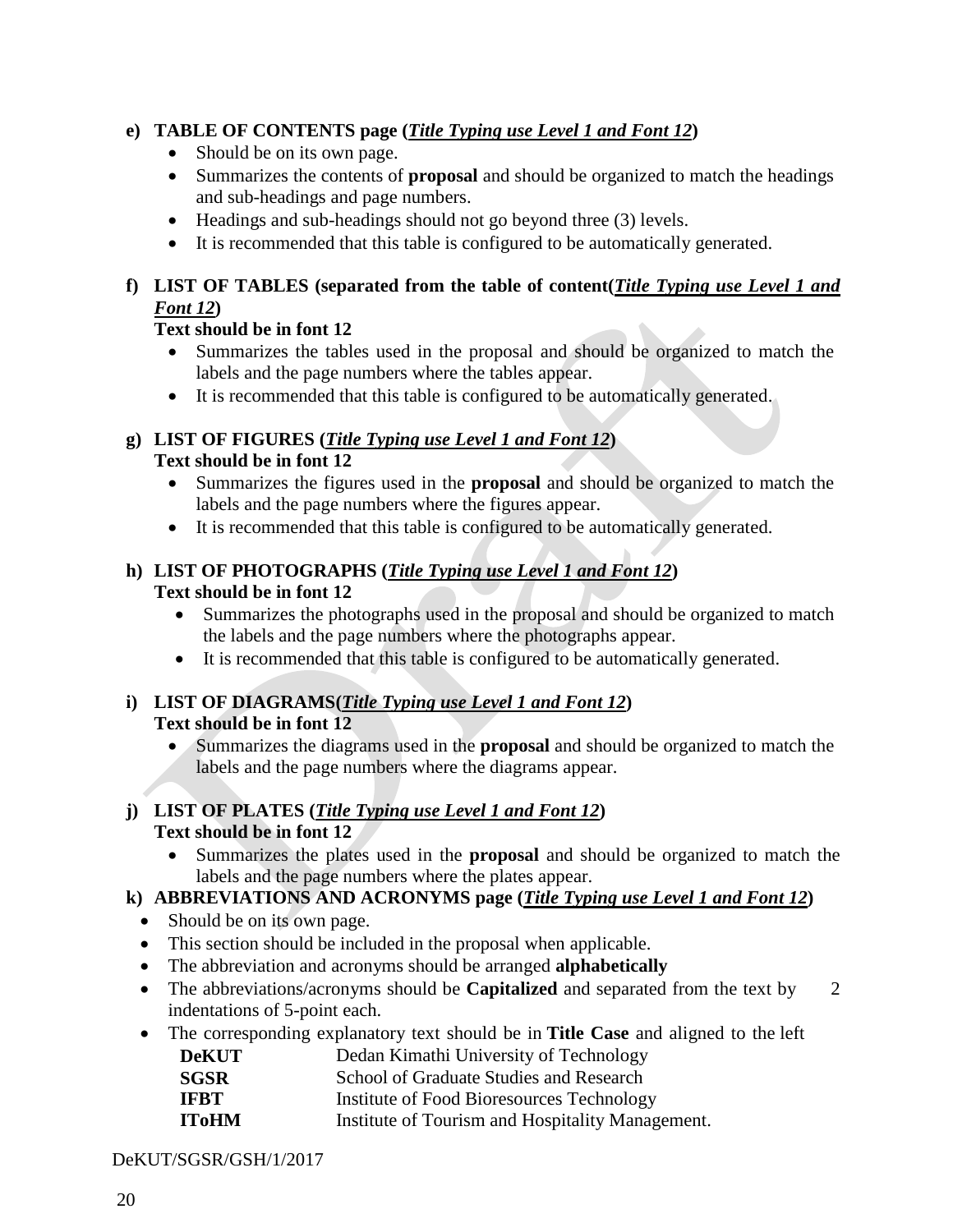**e) TABLE OF CONTENTS page (*<u>Title Typing use Level 1 and Font 12</u>*)**

- Should be on its own page.
- Summarizes the contents of **proposal** and should be organized to match the headings and sub-headings and page numbers.
- Headings and sub-headings should not go beyond three (3) levels.
- It is recommended that this table is configured to be automatically generated.

**f) LIST OF TABLES (separated from the table of content(*<u>Title Typing use Level 1 and Font 12</u>*)**

**Text should be in font 12**

- Summarizes the tables used in the proposal and should be organized to match the labels and the page numbers where the tables appear.
- It is recommended that this table is configured to be automatically generated.

**g) LIST OF FIGURES (*<u>Title Typing use Level 1 and Font 12</u>*)**

**Text should be in font 12**

- Summarizes the figures used in the **proposal** and should be organized to match the labels and the page numbers where the figures appear.
- It is recommended that this table is configured to be automatically generated.

**h) LIST OF PHOTOGRAPHS (*<u>Title Typing use Level 1 and Font 12</u>*)**

**Text should be in font 12**

- Summarizes the photographs used in the proposal and should be organized to match the labels and the page numbers where the photographs appear.
- It is recommended that this table is configured to be automatically generated.

**i) LIST OF DIAGRAMS(*<u>Title Typing use Level 1 and Font 12</u>*)**

**Text should be in font 12**

- Summarizes the diagrams used in the **proposal** and should be organized to match the labels and the page numbers where the diagrams appear.

**j) LIST OF PLATES (*<u>Title Typing use Level 1 and Font 12</u>*)**

**Text should be in font 12**

- Summarizes the plates used in the **proposal** and should be organized to match the labels and the page numbers where the plates appear.

**k) ABBREVIATIONS AND ACRONYMS page (*<u>Title Typing use Level 1 and Font 12</u>*)**

- Should be on its own page.
- This section should be included in the proposal when applicable.
- The abbreviation and acronyms should be arranged **alphabetically**
- The abbreviations/acronyms should be **Capitalized** and separated from the text by 2 indentations of 5-point each.
- The corresponding explanatory text should be in **Title Case** and aligned to the left

| | |
|---|---|
| **DeKUT** | Dedan Kimathi University of Technology |
| **SGSR** | School of Graduate Studies and Research |
| **IFBT** | Institute of Food Bioresources Technology |
| **IToHM** | Institute of Tourism and Hospitality Management. |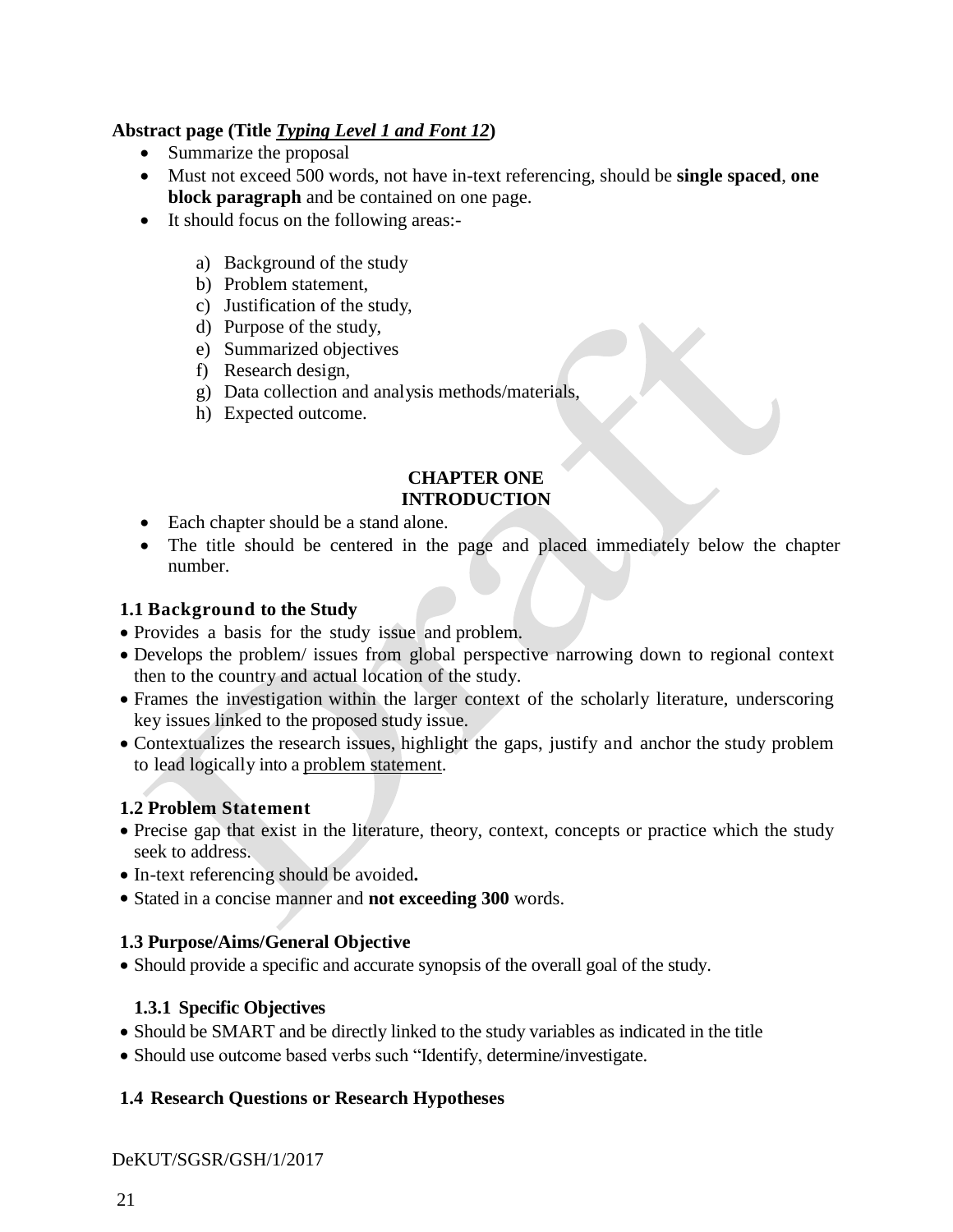**Abstract page (Title *<u>Typing Level 1 and Font 12</u>*)**

- Summarize the proposal
- Must not exceed 500 words, not have in-text referencing, should be **single spaced**, **one block paragraph** and be contained on one page.
- It should focus on the following areas:-

  a) Background of the study
  b) Problem statement,
  c) Justification of the study,
  d) Purpose of the study,
  e) Summarized objectives
  f) Research design,
  g) Data collection and analysis methods/materials,
  h) Expected outcome.

# CHAPTER ONE
# INTRODUCTION

- Each chapter should be a stand alone.
- The title should be centered in the page and placed immediately below the chapter number.

## 1.1 Background to the Study

- Provides a basis for the study issue and problem.
- Develops the problem/ issues from global perspective narrowing down to regional context then to the country and actual location of the study.
- Frames the investigation within the larger context of the scholarly literature, underscoring key issues linked to the proposed study issue.
- Contextualizes the research issues, highlight the gaps, justify and anchor the study problem to lead logically into a <u>problem statement</u>.

## 1.2 Problem Statement

- Precise gap that exist in the literature, theory, context, concepts or practice which the study seek to address.
- In-text referencing should be avoided**.**
- Stated in a concise manner and **not exceeding 300** words.

## 1.3 Purpose/Aims/General Objective

- Should provide a specific and accurate synopsis of the overall goal of the study.

### 1.3.1 Specific Objectives

- Should be SMART and be directly linked to the study variables as indicated in the title
- Should use outcome based verbs such "Identify, determine/investigate.

## 1.4 Research Questions or Research Hypotheses

DeKUT/SGSR/GSH/1/2017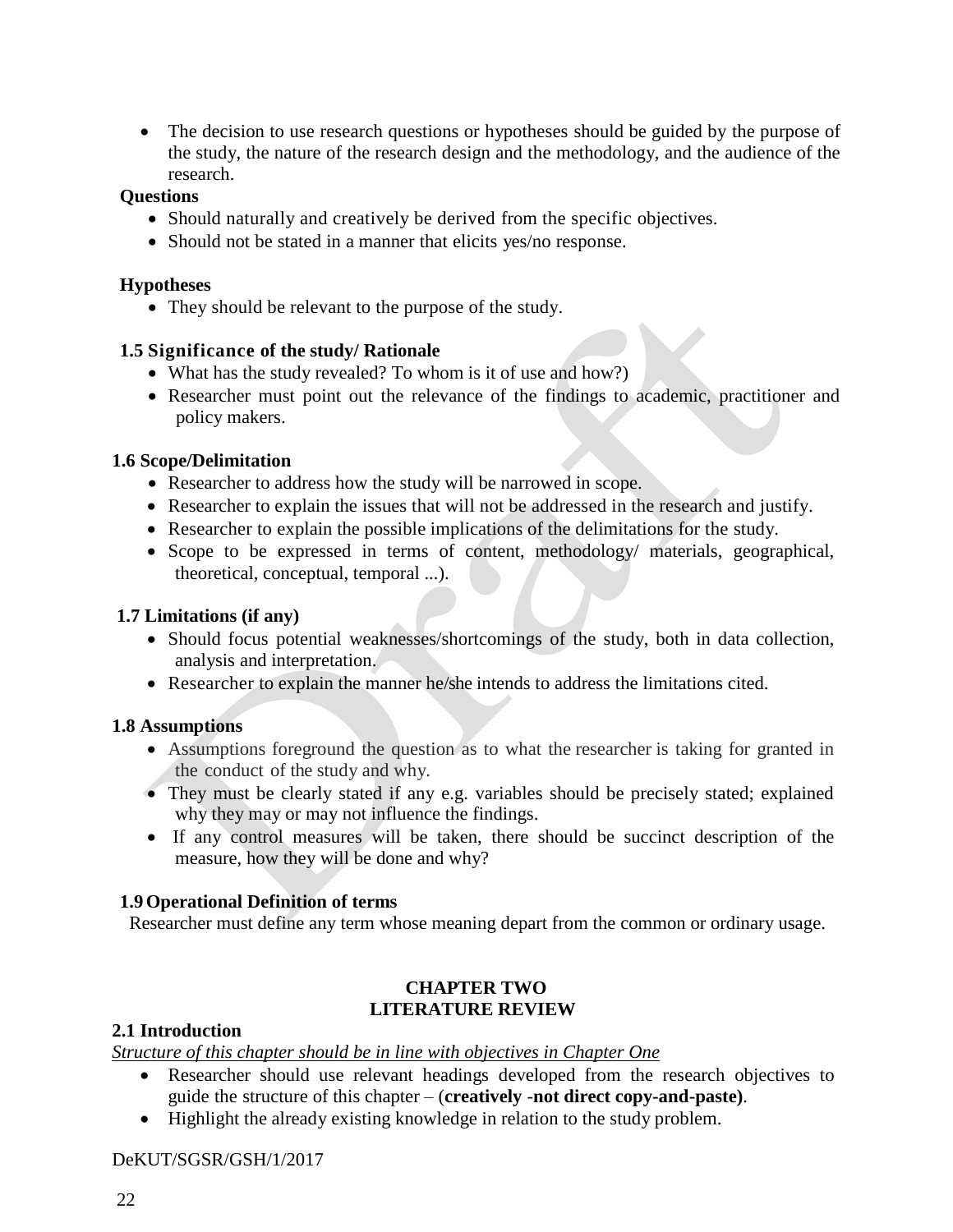- The decision to use research questions or hypotheses should be guided by the purpose of the study, the nature of the research design and the methodology, and the audience of the research.

**Questions**

- Should naturally and creatively be derived from the specific objectives.
- Should not be stated in a manner that elicits yes/no response.

**Hypotheses**

- They should be relevant to the purpose of the study.

### 1.5 Significance of the study/ Rationale

- What has the study revealed? To whom is it of use and how?)
- Researcher must point out the relevance of the findings to academic, practitioner and policy makers.

### 1.6 Scope/Delimitation

- Researcher to address how the study will be narrowed in scope.
- Researcher to explain the issues that will not be addressed in the research and justify.
- Researcher to explain the possible implications of the delimitations for the study.
- Scope to be expressed in terms of content, methodology/ materials, geographical, theoretical, conceptual, temporal ...).

### 1.7 Limitations (if any)

- Should focus potential weaknesses/shortcomings of the study, both in data collection, analysis and interpretation.
- Researcher to explain the manner he/she intends to address the limitations cited.

### 1.8 Assumptions

- Assumptions foreground the question as to what the researcher is taking for granted in the conduct of the study and why.
- They must be clearly stated if any e.g. variables should be precisely stated; explained why they may or may not influence the findings.
- If any control measures will be taken, there should be succinct description of the measure, how they will be done and why?

### 1.9 Operational Definition of terms

Researcher must define any term whose meaning depart from the common or ordinary usage.

## CHAPTER TWO
## LITERATURE REVIEW

### 2.1 Introduction

*Structure of this chapter should be in line with objectives in Chapter One*

- Researcher should use relevant headings developed from the research objectives to guide the structure of this chapter – (**creatively -not direct copy-and-paste)**.
- Highlight the already existing knowledge in relation to the study problem.

DeKUT/SGSR/GSH/1/2017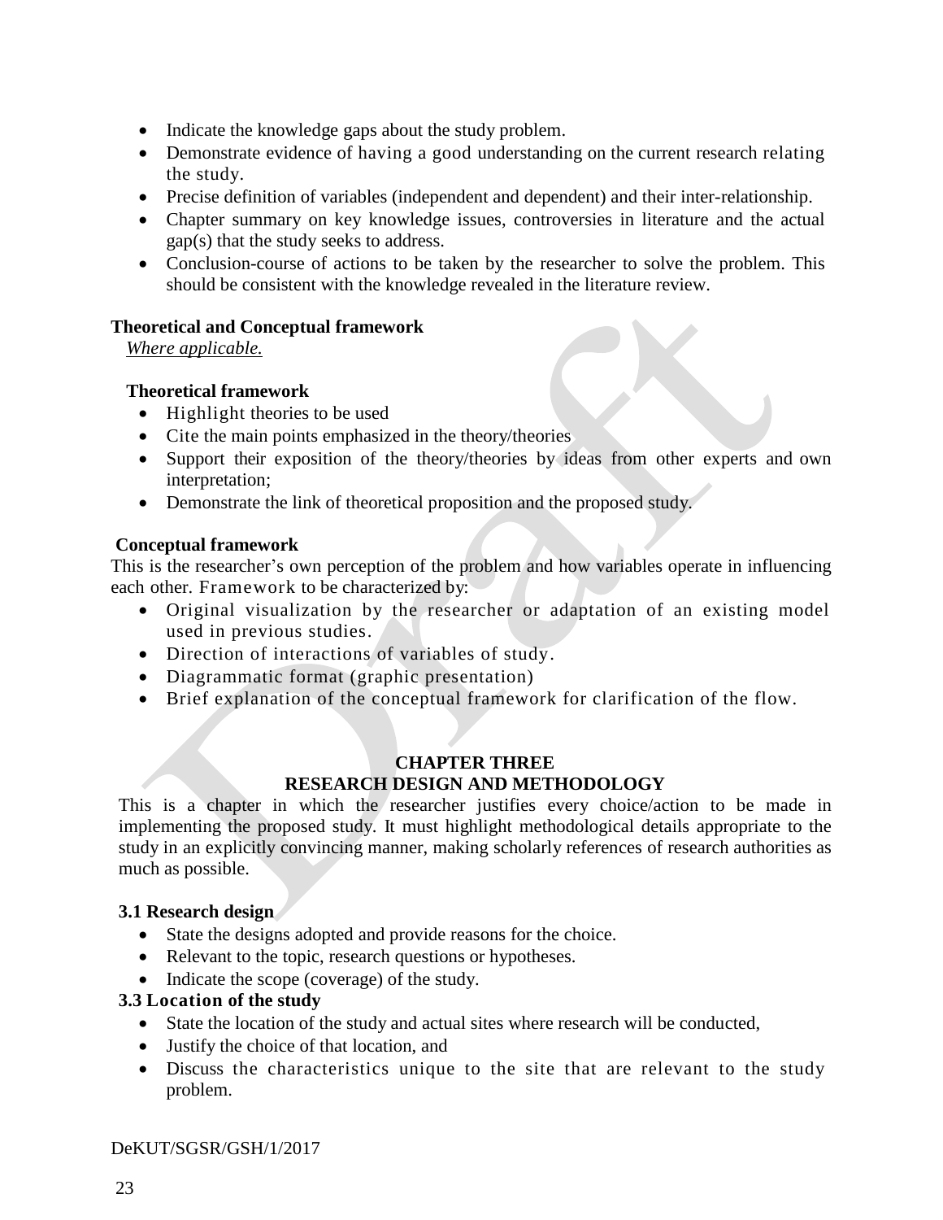- Indicate the knowledge gaps about the study problem.
- Demonstrate evidence of having a good understanding on the current research relating the study.
- Precise definition of variables (independent and dependent) and their inter-relationship.
- Chapter summary on key knowledge issues, controversies in literature and the actual gap(s) that the study seeks to address.
- Conclusion-course of actions to be taken by the researcher to solve the problem. This should be consistent with the knowledge revealed in the literature review.

**Theoretical and Conceptual framework**

*Where applicable.*

**Theoretical framework**

- Highlight theories to be used
- Cite the main points emphasized in the theory/theories
- Support their exposition of the theory/theories by ideas from other experts and own interpretation;
- Demonstrate the link of theoretical proposition and the proposed study.

**Conceptual framework**

This is the researcher's own perception of the problem and how variables operate in influencing each other. Framework to be characterized by:

- Original visualization by the researcher or adaptation of an existing model used in previous studies.
- Direction of interactions of variables of study.
- Diagrammatic format (graphic presentation)
- Brief explanation of the conceptual framework for clarification of the flow.

## CHAPTER THREE
## RESEARCH DESIGN AND METHODOLOGY

This is a chapter in which the researcher justifies every choice/action to be made in implementing the proposed study. It must highlight methodological details appropriate to the study in an explicitly convincing manner, making scholarly references of research authorities as much as possible.

**3.1 Research design**

- State the designs adopted and provide reasons for the choice.
- Relevant to the topic, research questions or hypotheses.
- Indicate the scope (coverage) of the study.

**3.3 Location of the study**

- State the location of the study and actual sites where research will be conducted,
- Justify the choice of that location, and
- Discuss the characteristics unique to the site that are relevant to the study problem.

DeKUT/SGSR/GSH/1/2017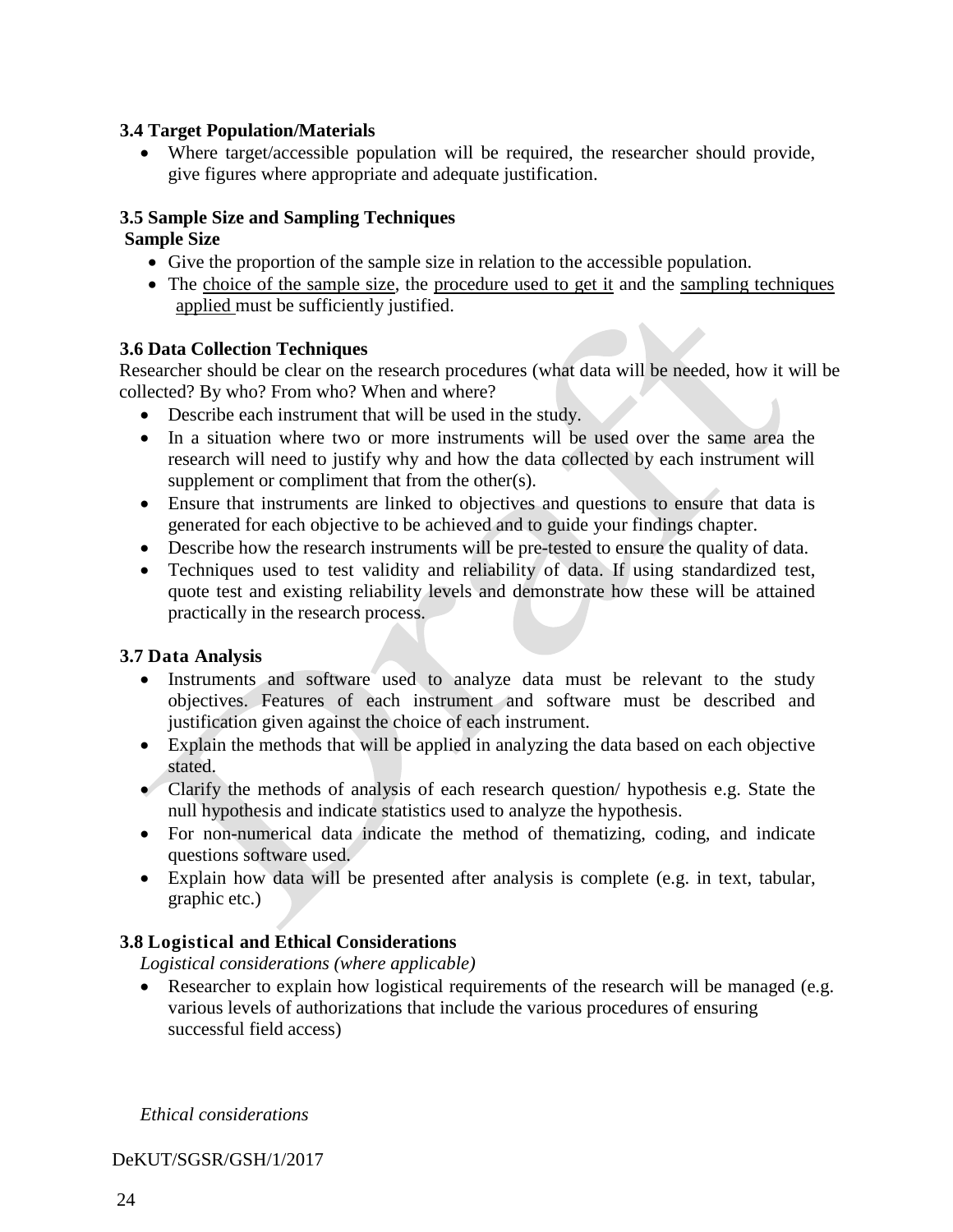### 3.4 Target Population/Materials

- Where target/accessible population will be required, the researcher should provide, give figures where appropriate and adequate justification.

### 3.5 Sample Size and Sampling Techniques

**Sample Size**

- Give the proportion of the sample size in relation to the accessible population.
- The choice of the sample size, the procedure used to get it and the sampling techniques applied must be sufficiently justified.

### 3.6 Data Collection Techniques

Researcher should be clear on the research procedures (what data will be needed, how it will be collected? By who? From who? When and where?

- Describe each instrument that will be used in the study.
- In a situation where two or more instruments will be used over the same area the research will need to justify why and how the data collected by each instrument will supplement or compliment that from the other(s).
- Ensure that instruments are linked to objectives and questions to ensure that data is generated for each objective to be achieved and to guide your findings chapter.
- Describe how the research instruments will be pre-tested to ensure the quality of data.
- Techniques used to test validity and reliability of data. If using standardized test, quote test and existing reliability levels and demonstrate how these will be attained practically in the research process.

### 3.7 Data Analysis

- Instruments and software used to analyze data must be relevant to the study objectives. Features of each instrument and software must be described and justification given against the choice of each instrument.
- Explain the methods that will be applied in analyzing the data based on each objective stated.
- Clarify the methods of analysis of each research question/ hypothesis e.g. State the null hypothesis and indicate statistics used to analyze the hypothesis.
- For non-numerical data indicate the method of thematizing, coding, and indicate questions software used.
- Explain how data will be presented after analysis is complete (e.g. in text, tabular, graphic etc.)

### 3.8 Logistical and Ethical Considerations

*Logistical considerations (where applicable)*

- Researcher to explain how logistical requirements of the research will be managed (e.g. various levels of authorizations that include the various procedures of ensuring successful field access)

*Ethical considerations*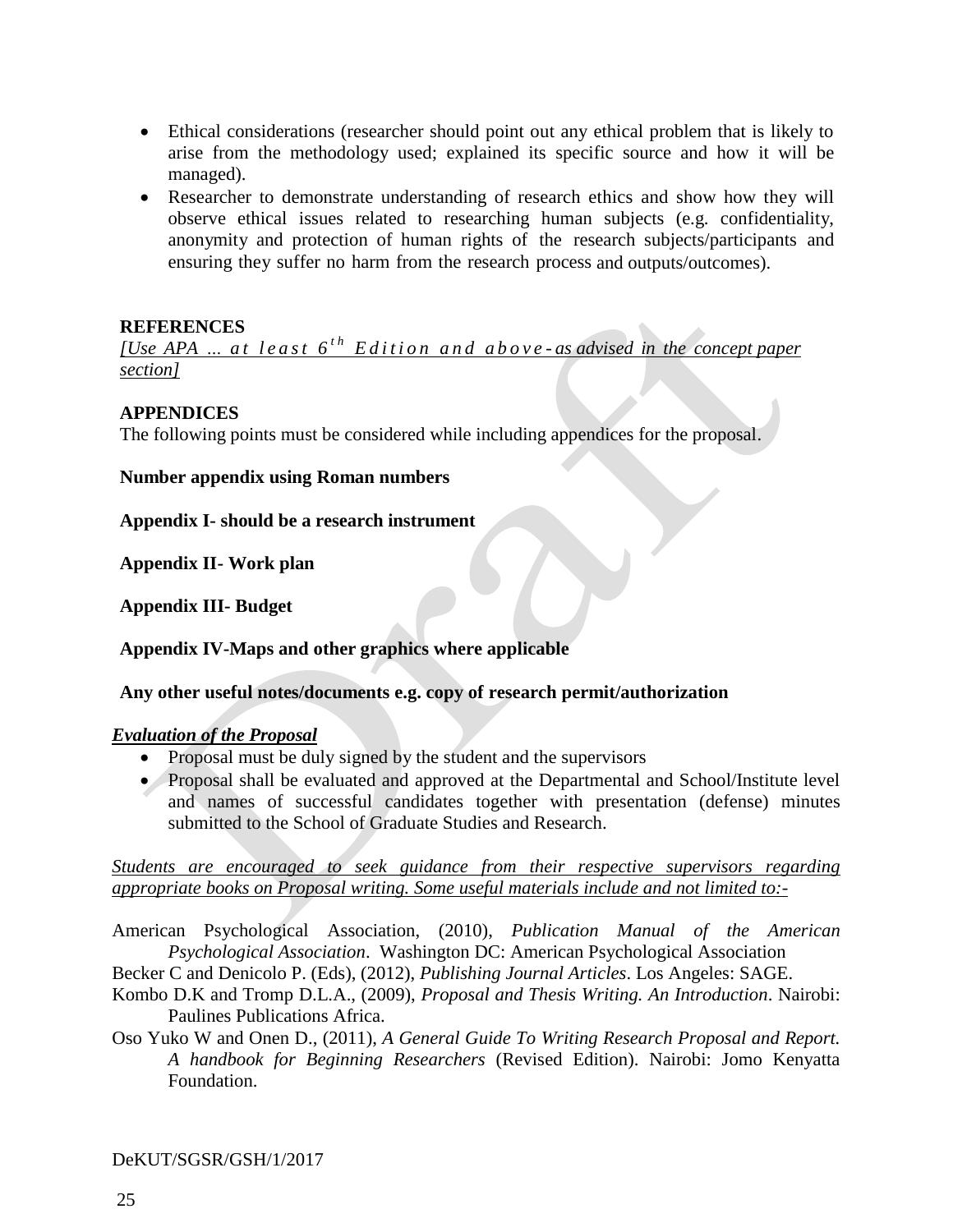- Ethical considerations (researcher should point out any ethical problem that is likely to arise from the methodology used; explained its specific source and how it will be managed).
- Researcher to demonstrate understanding of research ethics and show how they will observe ethical issues related to researching human subjects (e.g. confidentiality, anonymity and protection of human rights of the research subjects/participants and ensuring they suffer no harm from the research process and outputs/outcomes).

**REFERENCES**

*[Use APA ... at least 6th Edition and above - as advised in the concept paper section]*

**APPENDICES**

The following points must be considered while including appendices for the proposal.

**Number appendix using Roman numbers**

**Appendix I- should be a research instrument**

**Appendix II- Work plan**

**Appendix III- Budget**

**Appendix IV-Maps and other graphics where applicable**

**Any other useful notes/documents e.g. copy of research permit/authorization**

***Evaluation of the Proposal***

- Proposal must be duly signed by the student and the supervisors
- Proposal shall be evaluated and approved at the Departmental and School/Institute level and names of successful candidates together with presentation (defense) minutes submitted to the School of Graduate Studies and Research.

*Students are encouraged to seek guidance from their respective supervisors regarding appropriate books on Proposal writing. Some useful materials include and not limited to:-*

American Psychological Association, (2010), *Publication Manual of the American Psychological Association*. Washington DC: American Psychological Association

Becker C and Denicolo P. (Eds), (2012), *Publishing Journal Articles*. Los Angeles: SAGE.

Kombo D.K and Tromp D.L.A., (2009), *Proposal and Thesis Writing. An Introduction*. Nairobi: Paulines Publications Africa.

Oso Yuko W and Onen D., (2011), *A General Guide To Writing Research Proposal and Report. A handbook for Beginning Researchers* (Revised Edition). Nairobi: Jomo Kenyatta Foundation.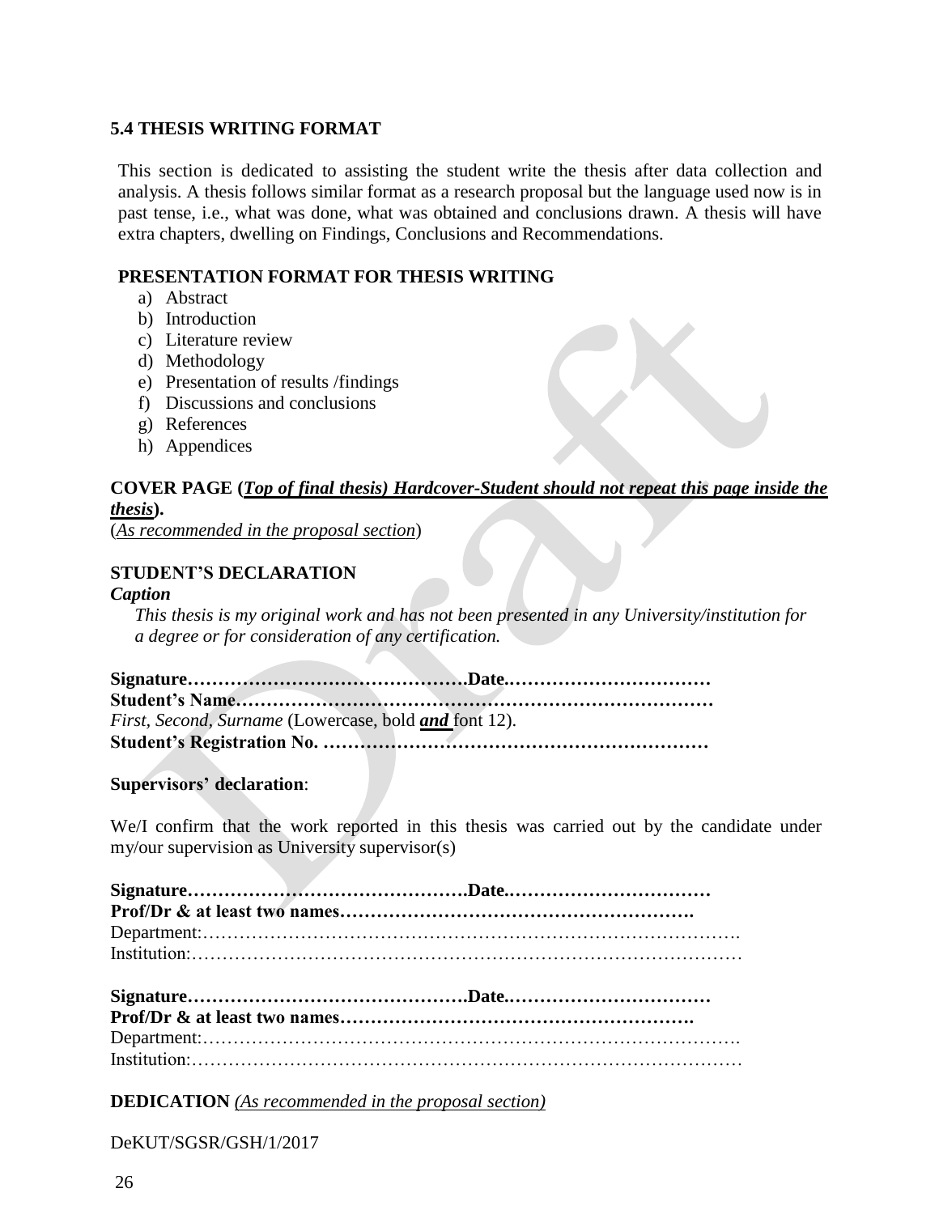## 5.4 THESIS WRITING FORMAT

This section is dedicated to assisting the student write the thesis after data collection and analysis. A thesis follows similar format as a research proposal but the language used now is in past tense, i.e., what was done, what was obtained and conclusions drawn. A thesis will have extra chapters, dwelling on Findings, Conclusions and Recommendations.

### PRESENTATION FORMAT FOR THESIS WRITING

a) Abstract
b) Introduction
c) Literature review
d) Methodology
e) Presentation of results /findings
f) Discussions and conclusions
g) References
h) Appendices

**COVER PAGE (*Top of final thesis) Hardcover-Student should not repeat this page inside the thesis*).**
(*As recommended in the proposal section*)

**STUDENT'S DECLARATION**

***Caption***

*This thesis is my original work and has not been presented in any University/institution for a degree or for consideration of any certification.*

**Signature…………………………………….Date.……………………………**
**Student's Name………………………………………………………………….**
*First, Second, Surname* (Lowercase, bold ***and*** font 12).
**Student's Registration No. ……………………………………………………**

**Supervisors' declaration**:

We/I confirm that the work reported in this thesis was carried out by the candidate under my/our supervision as University supervisor(s)

**Signature…………………………………….Date.……………………………**
**Prof/Dr & at least two names………………………………………………….**
Department:……………………………………………………………………….
Institution:…………………………………………………………………………

**Signature…………………………………….Date.……………………………**
**Prof/Dr & at least two names………………………………………………….**
Department:……………………………………………………………………….
Institution:…………………………………………………………………………

**DEDICATION** *(As recommended in the proposal section)*

DeKUT/SGSR/GSH/1/2017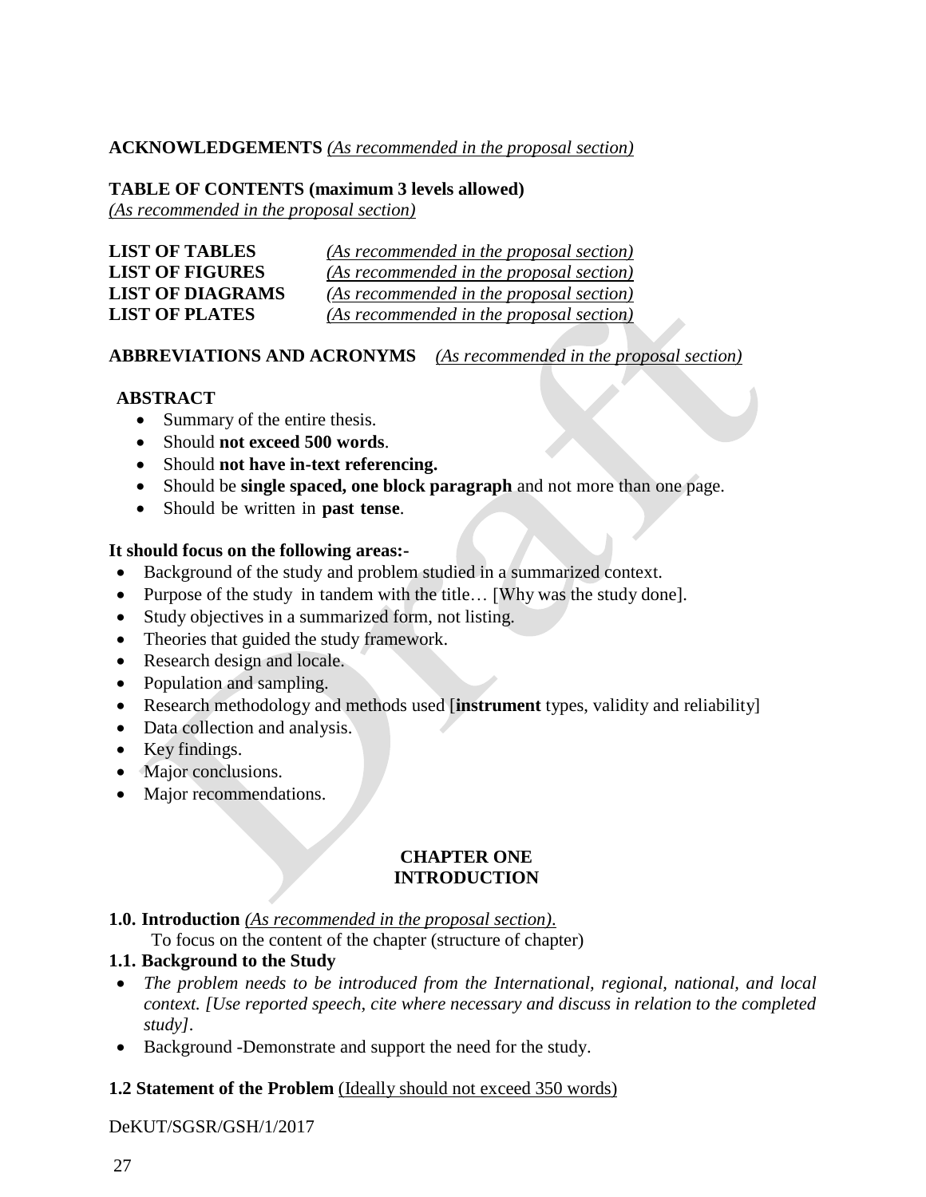**ACKNOWLEDGEMENTS** *(As recommended in the proposal section)*

**TABLE OF CONTENTS (maximum 3 levels allowed)**
*(As recommended in the proposal section)*

**LIST OF TABLES** *(As recommended in the proposal section)*
**LIST OF FIGURES** *(As recommended in the proposal section)*
**LIST OF DIAGRAMS** *(As recommended in the proposal section)*
**LIST OF PLATES** *(As recommended in the proposal section)*

**ABBREVIATIONS AND ACRONYMS** *(As recommended in the proposal section)*

**ABSTRACT**

- Summary of the entire thesis.
- Should **not exceed 500 words**.
- Should **not have in-text referencing.**
- Should be **single spaced, one block paragraph** and not more than one page.
- Should be written in **past tense**.

**It should focus on the following areas:-**

- Background of the study and problem studied in a summarized context.
- Purpose of the study in tandem with the title… [Why was the study done].
- Study objectives in a summarized form, not listing.
- Theories that guided the study framework.
- Research design and locale.
- Population and sampling.
- Research methodology and methods used [**instrument** types, validity and reliability]
- Data collection and analysis.
- Key findings.
- Major conclusions.
- Major recommendations.

## CHAPTER ONE
## INTRODUCTION

**1.0. Introduction** *(As recommended in the proposal section).*
To focus on the content of the chapter (structure of chapter)

**1.1. Background to the Study**

- *The problem needs to be introduced from the International, regional, national, and local context. [Use reported speech, cite where necessary and discuss in relation to the completed study].*
- Background -Demonstrate and support the need for the study.

**1.2 Statement of the Problem** (Ideally should not exceed 350 words)

DeKUT/SGSR/GSH/1/2017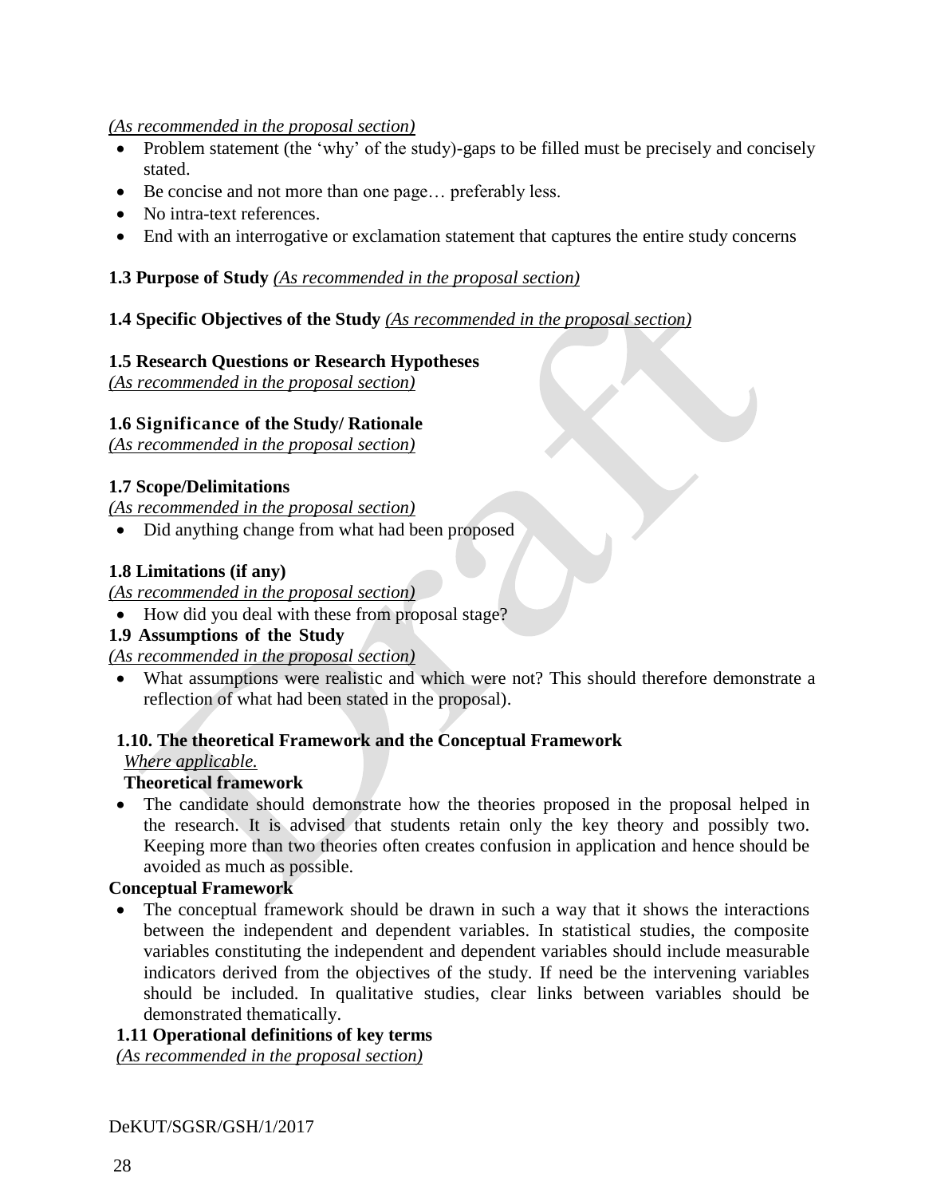*(As recommended in the proposal section)*

- Problem statement (the 'why' of the study)-gaps to be filled must be precisely and concisely stated.
- Be concise and not more than one page… preferably less.
- No intra-text references.
- End with an interrogative or exclamation statement that captures the entire study concerns

**1.3 Purpose of Study** *(As recommended in the proposal section)*

**1.4 Specific Objectives of the Study** *(As recommended in the proposal section)*

**1.5 Research Questions or Research Hypotheses**
*(As recommended in the proposal section)*

**1.6 Significance of the Study/ Rationale**
*(As recommended in the proposal section)*

**1.7 Scope/Delimitations**
*(As recommended in the proposal section)*

- Did anything change from what had been proposed

**1.8 Limitations (if any)**
*(As recommended in the proposal section)*

- How did you deal with these from proposal stage?

**1.9 Assumptions of the Study**
*(As recommended in the proposal section)*

- What assumptions were realistic and which were not? This should therefore demonstrate a reflection of what had been stated in the proposal).

**1.10. The theoretical Framework and the Conceptual Framework**
*Where applicable.*

**Theoretical framework**

- The candidate should demonstrate how the theories proposed in the proposal helped in the research. It is advised that students retain only the key theory and possibly two. Keeping more than two theories often creates confusion in application and hence should be avoided as much as possible.

**Conceptual Framework**

- The conceptual framework should be drawn in such a way that it shows the interactions between the independent and dependent variables. In statistical studies, the composite variables constituting the independent and dependent variables should include measurable indicators derived from the objectives of the study. If need be the intervening variables should be included. In qualitative studies, clear links between variables should be demonstrated thematically.

**1.11 Operational definitions of key terms**
*(As recommended in the proposal section)*

DeKUT/SGSR/GSH/1/2017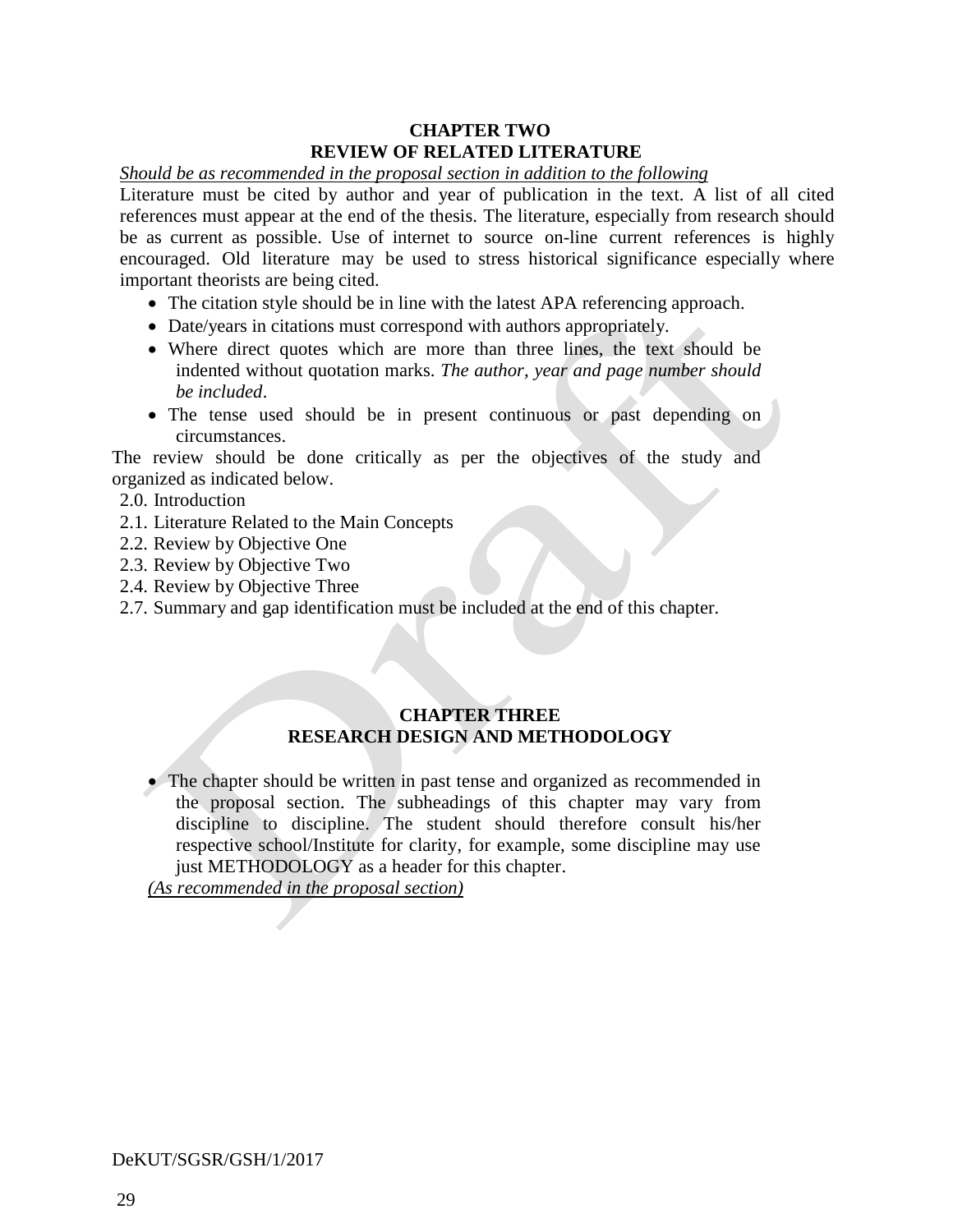## CHAPTER TWO
## REVIEW OF RELATED LITERATURE

*Should be as recommended in the proposal section in addition to the following*

Literature must be cited by author and year of publication in the text. A list of all cited references must appear at the end of the thesis. The literature, especially from research should be as current as possible. Use of internet to source on-line current references is highly encouraged. Old literature may be used to stress historical significance especially where important theorists are being cited.

- The citation style should be in line with the latest APA referencing approach.
- Date/years in citations must correspond with authors appropriately.
- Where direct quotes which are more than three lines, the text should be indented without quotation marks. *The author, year and page number should be included*.
- The tense used should be in present continuous or past depending on circumstances.

The review should be done critically as per the objectives of the study and organized as indicated below.

2.0. Introduction
2.1. Literature Related to the Main Concepts
2.2. Review by Objective One
2.3. Review by Objective Two
2.4. Review by Objective Three
2.7. Summary and gap identification must be included at the end of this chapter.

## CHAPTER THREE
## RESEARCH DESIGN AND METHODOLOGY

- The chapter should be written in past tense and organized as recommended in the proposal section. The subheadings of this chapter may vary from discipline to discipline. The student should therefore consult his/her respective school/Institute for clarity, for example, some discipline may use just METHODOLOGY as a header for this chapter.

*(As recommended in the proposal section)*

DeKUT/SGSR/GSH/1/2017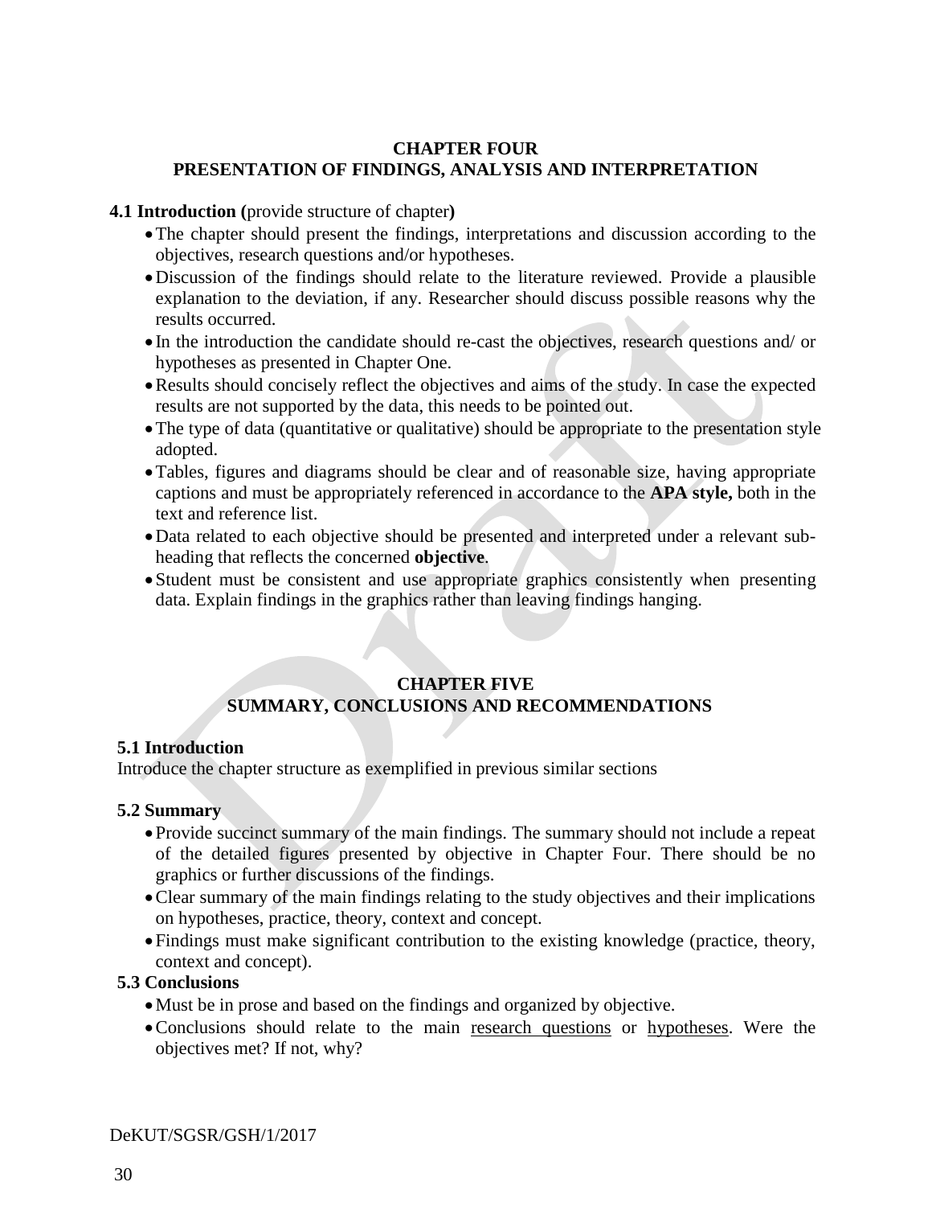# CHAPTER FOUR
# PRESENTATION OF FINDINGS, ANALYSIS AND INTERPRETATION

**4.1 Introduction (**provide structure of chapter**)**

- The chapter should present the findings, interpretations and discussion according to the objectives, research questions and/or hypotheses.
- Discussion of the findings should relate to the literature reviewed. Provide a plausible explanation to the deviation, if any. Researcher should discuss possible reasons why the results occurred.
- In the introduction the candidate should re-cast the objectives, research questions and/ or hypotheses as presented in Chapter One.
- Results should concisely reflect the objectives and aims of the study. In case the expected results are not supported by the data, this needs to be pointed out.
- The type of data (quantitative or qualitative) should be appropriate to the presentation style adopted.
- Tables, figures and diagrams should be clear and of reasonable size, having appropriate captions and must be appropriately referenced in accordance to the **APA style,** both in the text and reference list.
- Data related to each objective should be presented and interpreted under a relevant sub-heading that reflects the concerned **objective**.
- Student must be consistent and use appropriate graphics consistently when presenting data. Explain findings in the graphics rather than leaving findings hanging.

# CHAPTER FIVE
# SUMMARY, CONCLUSIONS AND RECOMMENDATIONS

**5.1 Introduction**

Introduce the chapter structure as exemplified in previous similar sections

**5.2 Summary**

- Provide succinct summary of the main findings. The summary should not include a repeat of the detailed figures presented by objective in Chapter Four. There should be no graphics or further discussions of the findings.
- Clear summary of the main findings relating to the study objectives and their implications on hypotheses, practice, theory, context and concept.
- Findings must make significant contribution to the existing knowledge (practice, theory, context and concept).

**5.3 Conclusions**

- Must be in prose and based on the findings and organized by objective.
- Conclusions should relate to the main research questions or hypotheses. Were the objectives met? If not, why?

DeKUT/SGSR/GSH/1/2017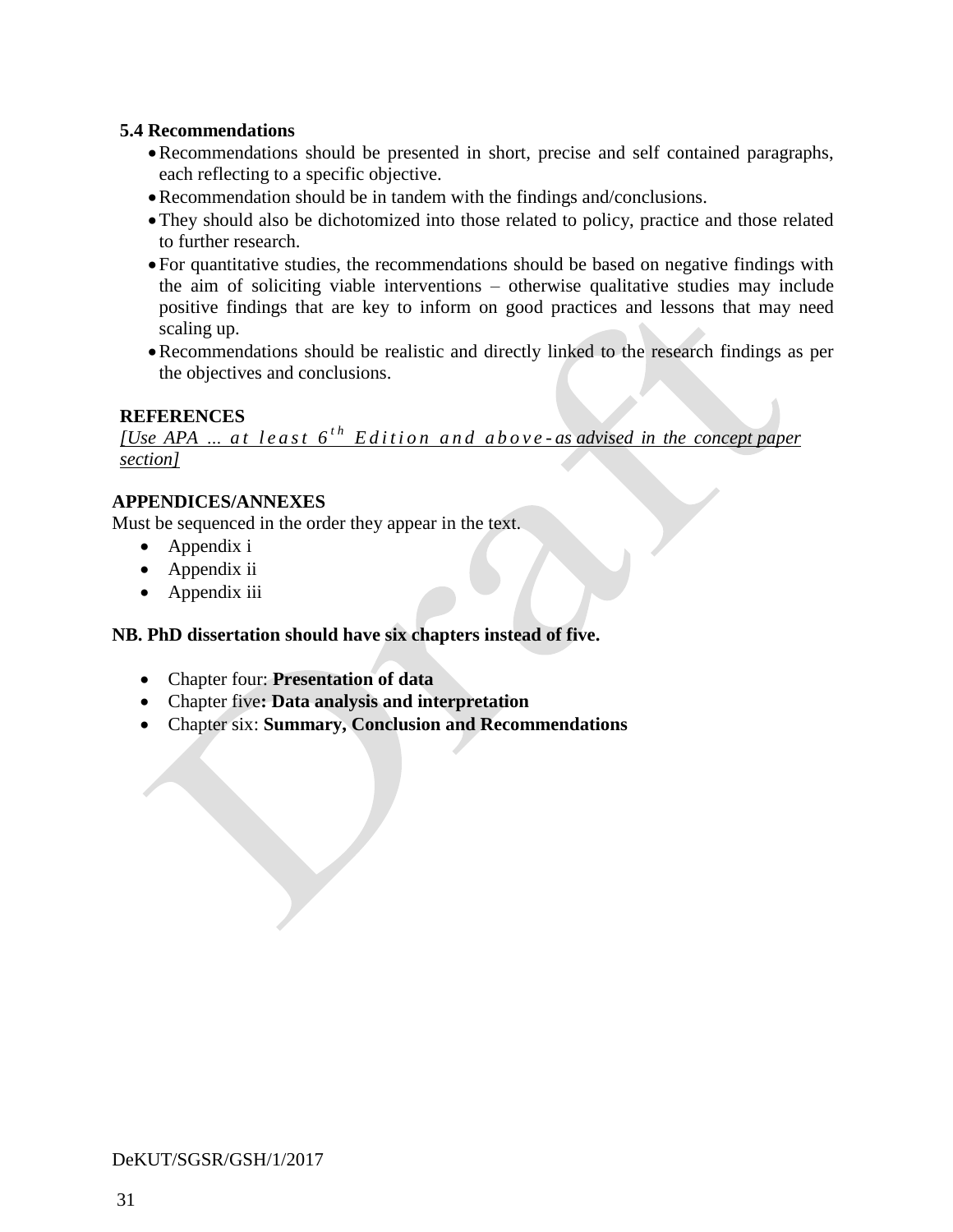### 5.4 Recommendations

- Recommendations should be presented in short, precise and self contained paragraphs, each reflecting to a specific objective.
- Recommendation should be in tandem with the findings and/conclusions.
- They should also be dichotomized into those related to policy, practice and those related to further research.
- For quantitative studies, the recommendations should be based on negative findings with the aim of soliciting viable interventions – otherwise qualitative studies may include positive findings that are key to inform on good practices and lessons that may need scaling up.
- Recommendations should be realistic and directly linked to the research findings as per the objectives and conclusions.

**REFERENCES**

*[Use APA ... at least 6th Edition and above - as advised in the concept paper section]*

**APPENDICES/ANNEXES**

Must be sequenced in the order they appear in the text.

- Appendix i
- Appendix ii
- Appendix iii

**NB. PhD dissertation should have six chapters instead of five.**

- Chapter four: **Presentation of data**
- Chapter five**: Data analysis and interpretation**
- Chapter six: **Summary, Conclusion and Recommendations**

DeKUT/SGSR/GSH/1/2017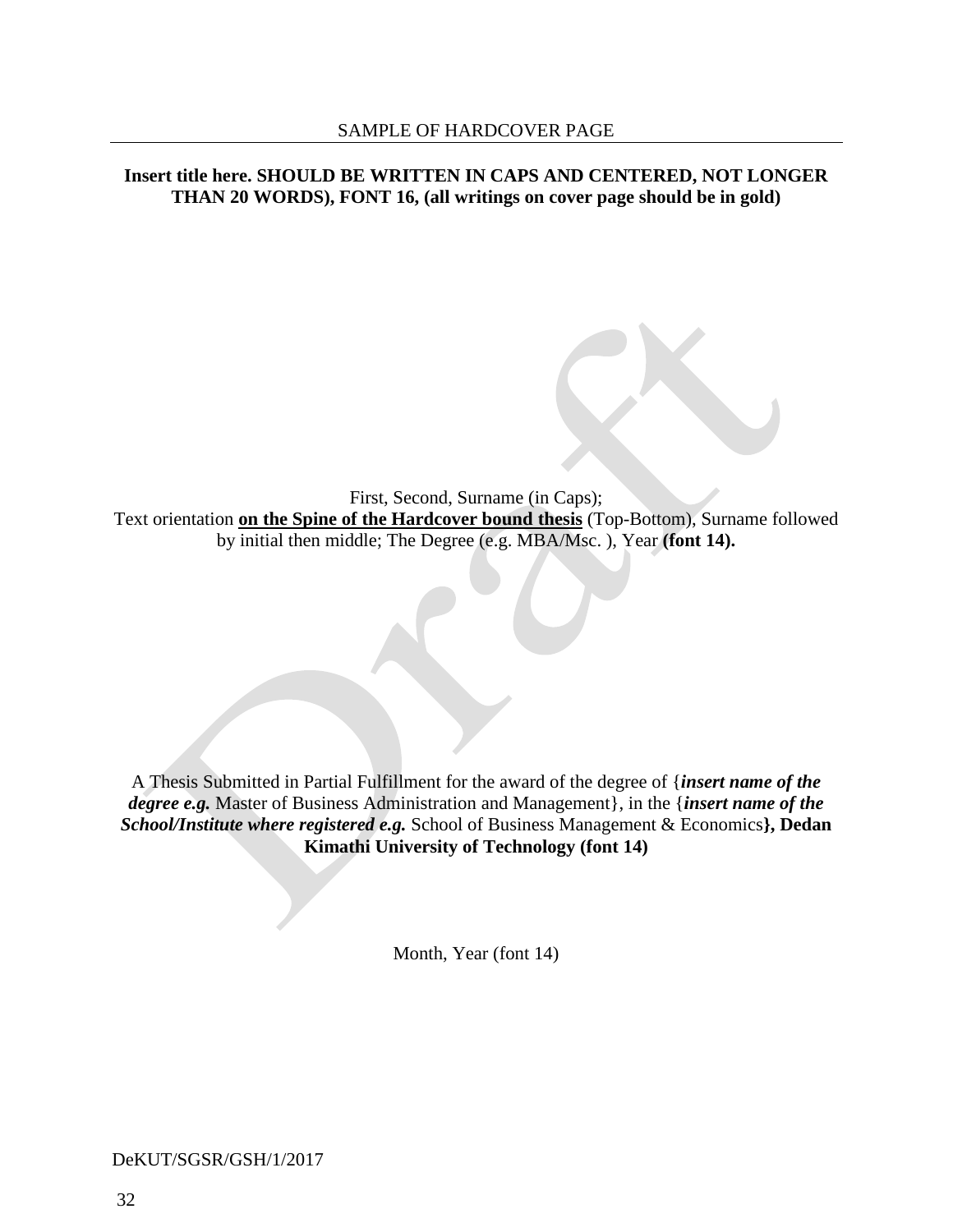SAMPLE OF HARDCOVER PAGE

**Insert title here. SHOULD BE WRITTEN IN CAPS AND CENTERED, NOT LONGER THAN 20 WORDS), FONT 16, (all writings on cover page should be in gold)**

First, Second, Surname (in Caps);
Text orientation **on the Spine of the Hardcover bound thesis** (Top-Bottom), Surname followed by initial then middle; The Degree (e.g. MBA/Msc. ), Year **(font 14).**

A Thesis Submitted in Partial Fulfillment for the award of the degree of {***insert name of the degree e.g.*** Master of Business Administration and Management}, in the {***insert name of the School/Institute where registered e.g.*** School of Business Management & Economics**}, Dedan Kimathi University of Technology (font 14)**

Month, Year (font 14)

DeKUT/SGSR/GSH/1/2017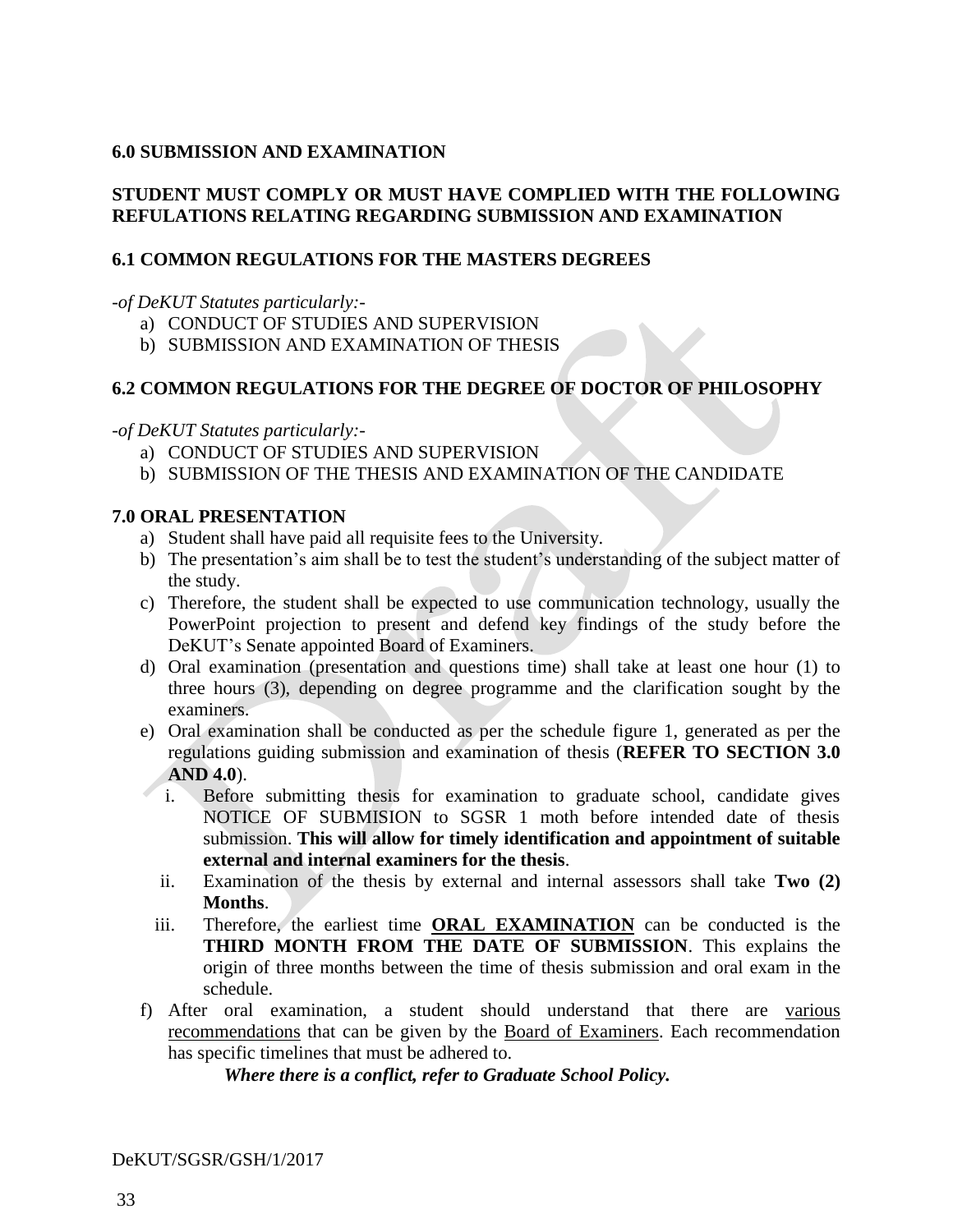## 6.0 SUBMISSION AND EXAMINATION

**STUDENT MUST COMPLY OR MUST HAVE COMPLIED WITH THE FOLLOWING REFULATIONS RELATING REGARDING SUBMISSION AND EXAMINATION**

### 6.1 COMMON REGULATIONS FOR THE MASTERS DEGREES

*-of DeKUT Statutes particularly:-*

a) CONDUCT OF STUDIES AND SUPERVISION
b) SUBMISSION AND EXAMINATION OF THESIS

### 6.2 COMMON REGULATIONS FOR THE DEGREE OF DOCTOR OF PHILOSOPHY

*-of DeKUT Statutes particularly:-*

a) CONDUCT OF STUDIES AND SUPERVISION
b) SUBMISSION OF THE THESIS AND EXAMINATION OF THE CANDIDATE

## 7.0 ORAL PRESENTATION

a) Student shall have paid all requisite fees to the University.
b) The presentation's aim shall be to test the student's understanding of the subject matter of the study.
c) Therefore, the student shall be expected to use communication technology, usually the PowerPoint projection to present and defend key findings of the study before the DeKUT's Senate appointed Board of Examiners.
d) Oral examination (presentation and questions time) shall take at least one hour (1) to three hours (3), depending on degree programme and the clarification sought by the examiners.
e) Oral examination shall be conducted as per the schedule figure 1, generated as per the regulations guiding submission and examination of thesis (**REFER TO SECTION 3.0 AND 4.0**).
   i. Before submitting thesis for examination to graduate school, candidate gives NOTICE OF SUBMISION to SGSR 1 moth before intended date of thesis submission. **This will allow for timely identification and appointment of suitable external and internal examiners for the thesis**.
   ii. Examination of the thesis by external and internal assessors shall take **Two (2) Months**.
   iii. Therefore, the earliest time **<u>ORAL EXAMINATION</u>** can be conducted is the **THIRD MONTH FROM THE DATE OF SUBMISSION**. This explains the origin of three months between the time of thesis submission and oral exam in the schedule.
f) After oral examination, a student should understand that there are <u>various recommendations</u> that can be given by the <u>Board of Examiners</u>. Each recommendation has specific timelines that must be adhered to.

***Where there is a conflict, refer to Graduate School Policy.***

DeKUT/SGSR/GSH/1/2017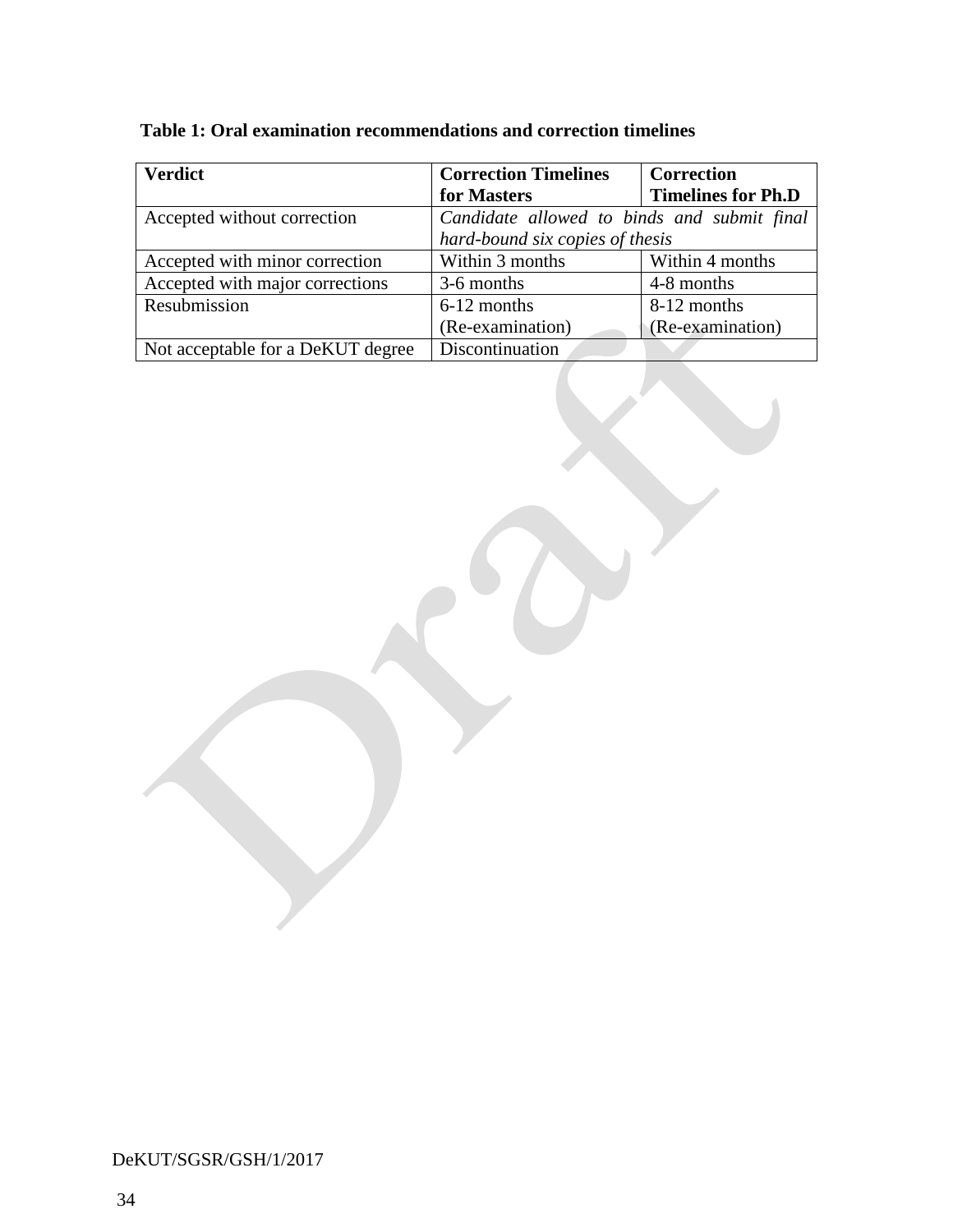**Table 1: Oral examination recommendations and correction timelines**

| Verdict | Correction Timelines for Masters | Correction Timelines for Ph.D |
|---|---|---|
| Accepted without correction | *Candidate allowed to binds and submit final hard-bound six copies of thesis* | |
| Accepted with minor correction | Within 3 months | Within 4 months |
| Accepted with major corrections | 3-6 months | 4-8 months |
| Resubmission | 6-12 months (Re-examination) | 8-12 months (Re-examination) |
| Not acceptable for a DeKUT degree | Discontinuation | |

DeKUT/SGSR/GSH/1/2017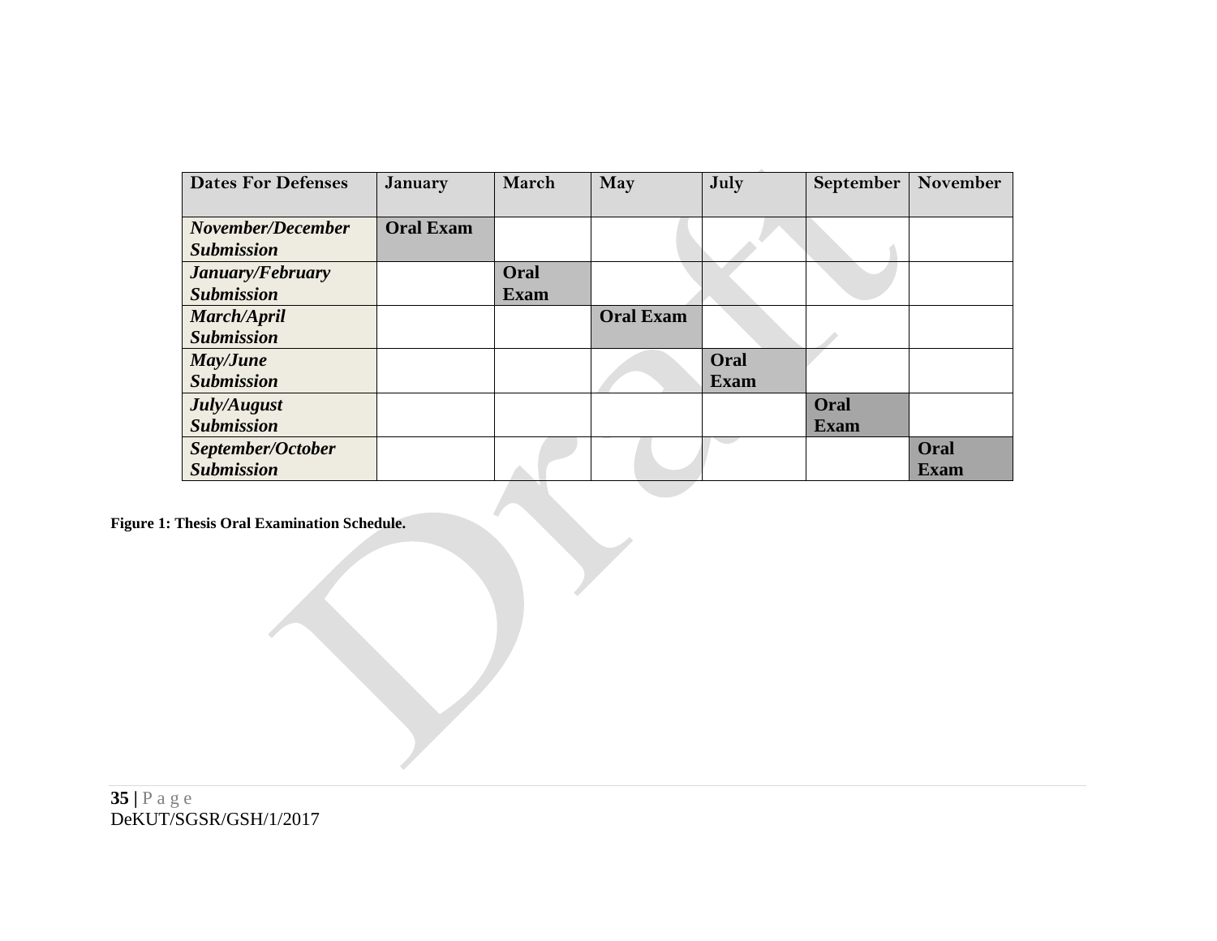| Dates For Defenses | January | March | May | July | September | November |
| --- | --- | --- | --- | --- | --- | --- |
| ***November/December Submission*** | **Oral Exam** | | | | | |
| ***January/February Submission*** | | **Oral Exam** | | | | |
| ***March/April Submission*** | | | **Oral Exam** | | | |
| ***May/June Submission*** | | | | **Oral Exam** | | |
| ***July/August Submission*** | | | | | **Oral Exam** | |
| ***September/October Submission*** | | | | | | **Oral Exam** |

**Figure 1: Thesis Oral Examination Schedule.**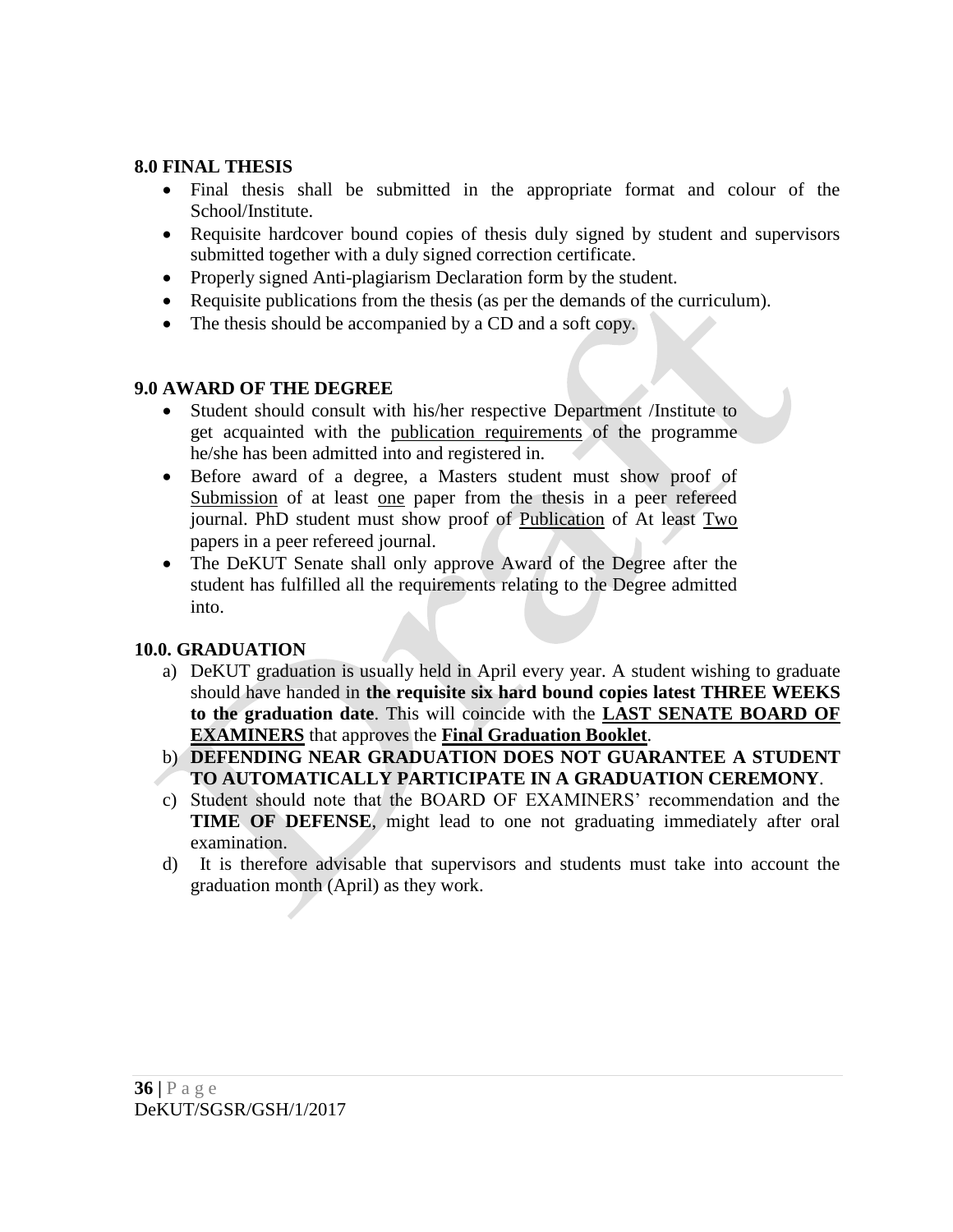## 8.0 FINAL THESIS

- Final thesis shall be submitted in the appropriate format and colour of the School/Institute.
- Requisite hardcover bound copies of thesis duly signed by student and supervisors submitted together with a duly signed correction certificate.
- Properly signed Anti-plagiarism Declaration form by the student.
- Requisite publications from the thesis (as per the demands of the curriculum).
- The thesis should be accompanied by a CD and a soft copy.

## 9.0 AWARD OF THE DEGREE

- Student should consult with his/her respective Department /Institute to get acquainted with the <u>publication requirements</u> of the programme he/she has been admitted into and registered in.
- Before award of a degree, a Masters student must show proof of <u>Submission</u> of at least <u>one</u> paper from the thesis in a peer refereed journal. PhD student must show proof of <u>Publication</u> of At least <u>Two</u> papers in a peer refereed journal.
- The DeKUT Senate shall only approve Award of the Degree after the student has fulfilled all the requirements relating to the Degree admitted into.

## 10.0. GRADUATION

a) DeKUT graduation is usually held in April every year. A student wishing to graduate should have handed in **the requisite six hard bound copies latest THREE WEEKS to the graduation date**. This will coincide with the **<u>LAST SENATE BOARD OF EXAMINERS</u>** that approves the **<u>Final Graduation Booklet</u>**.

b) **DEFENDING NEAR GRADUATION DOES NOT GUARANTEE A STUDENT TO AUTOMATICALLY PARTICIPATE IN A GRADUATION CEREMONY**.

c) Student should note that the BOARD OF EXAMINERS' recommendation and the **TIME OF DEFENSE**, might lead to one not graduating immediately after oral examination.

d) It is therefore advisable that supervisors and students must take into account the graduation month (April) as they work.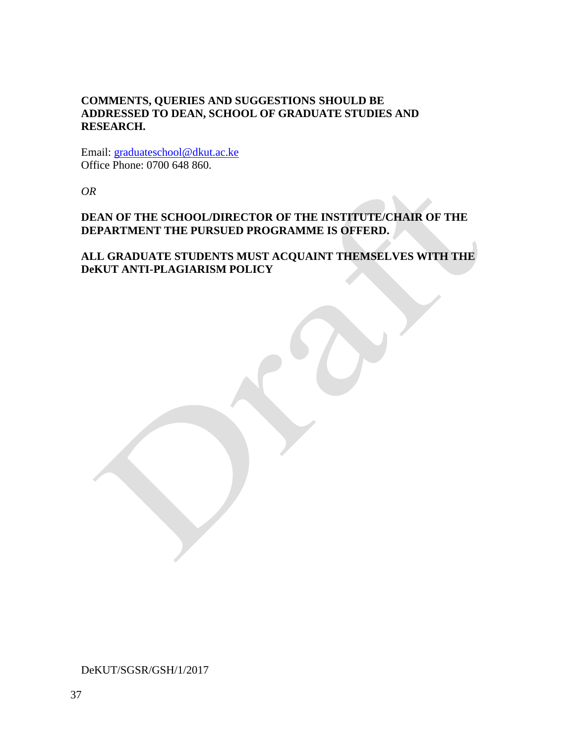**COMMENTS, QUERIES AND SUGGESTIONS SHOULD BE ADDRESSED TO DEAN, SCHOOL OF GRADUATE STUDIES AND RESEARCH.**

Email: graduateschool@dkut.ac.ke
Office Phone: 0700 648 860.

*OR*

**DEAN OF THE SCHOOL/DIRECTOR OF THE INSTITUTE/CHAIR OF THE DEPARTMENT THE PURSUED PROGRAMME IS OFFERD.**

**ALL GRADUATE STUDENTS MUST ACQUAINT THEMSELVES WITH THE DeKUT ANTI-PLAGIARISM POLICY**

DeKUT/SGSR/GSH/1/2017